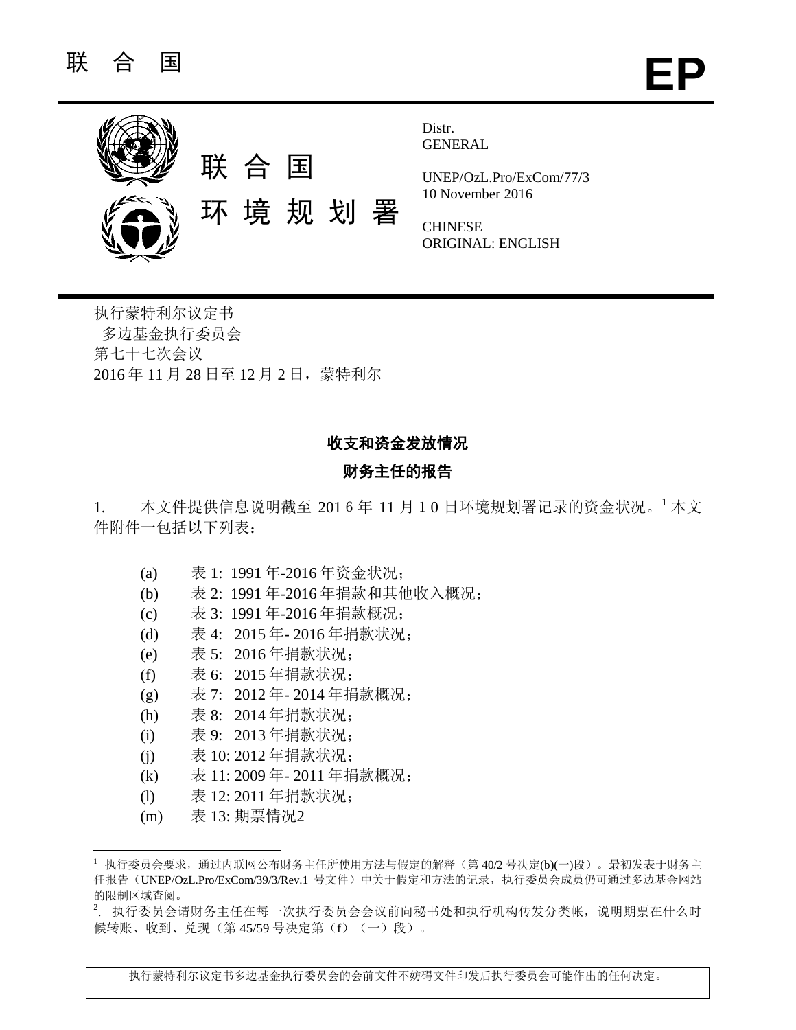联 合 国 **EP**

联 合 国
环 境 规 划 署

Distr.
GENERAL

UNEP/OzL.Pro/ExCom/77/3
10 November 2016

CHINESE
ORIGINAL: ENGLISH

执行蒙特利尔议定书
多边基金执行委员会
第七十七次会议
2016 年 11 月 28 日至 12 月 2 日，蒙特利尔

**收支和资金发放情况**

**财务主任的报告**

1. 本文件提供信息说明截至 2016 年 11 月 10 日环境规划署记录的资金状况。[1] 本文件附件一包括以下列表：

(a) 表 1: 1991 年-2016 年资金状况；
(b) 表 2: 1991 年-2016 年捐款和其他收入概况；
(c) 表 3: 1991 年-2016 年捐款概况；
(d) 表 4: 2015 年- 2016 年捐款状况；
(e) 表 5: 2016 年捐款状况；
(f) 表 6: 2015 年捐款状况；
(g) 表 7: 2012 年- 2014 年捐款概况；
(h) 表 8: 2014 年捐款状况；
(i) 表 9: 2013 年捐款状况；
(j) 表 10: 2012 年捐款状况；
(k) 表 11: 2009 年- 2011 年捐款概况；
(l) 表 12: 2011 年捐款状况；
(m) 表 13: 期票情况2

[1] 执行委员会要求，通过内联网公布财务主任所使用方法与假定的解释（第 40/2 号决定(b)(一)段）。最初发表于财务主任报告（UNEP/OzL.Pro/ExCom/39/3/Rev.1 号文件）中关于假定和方法的记录，执行委员会成员仍可通过多边基金网站的限制区域查阅。

[2]. 执行委员会请财务主任在每一次执行委员会会议前向秘书处和执行机构传发分类帐，说明期票在什么时候转账、收到、兑现（第 45/59 号决定第（f）（一）段）。

执行蒙特利尔议定书多边基金执行委员会的会前文件不妨碍文件印发后执行委员会可能作出的任何决定。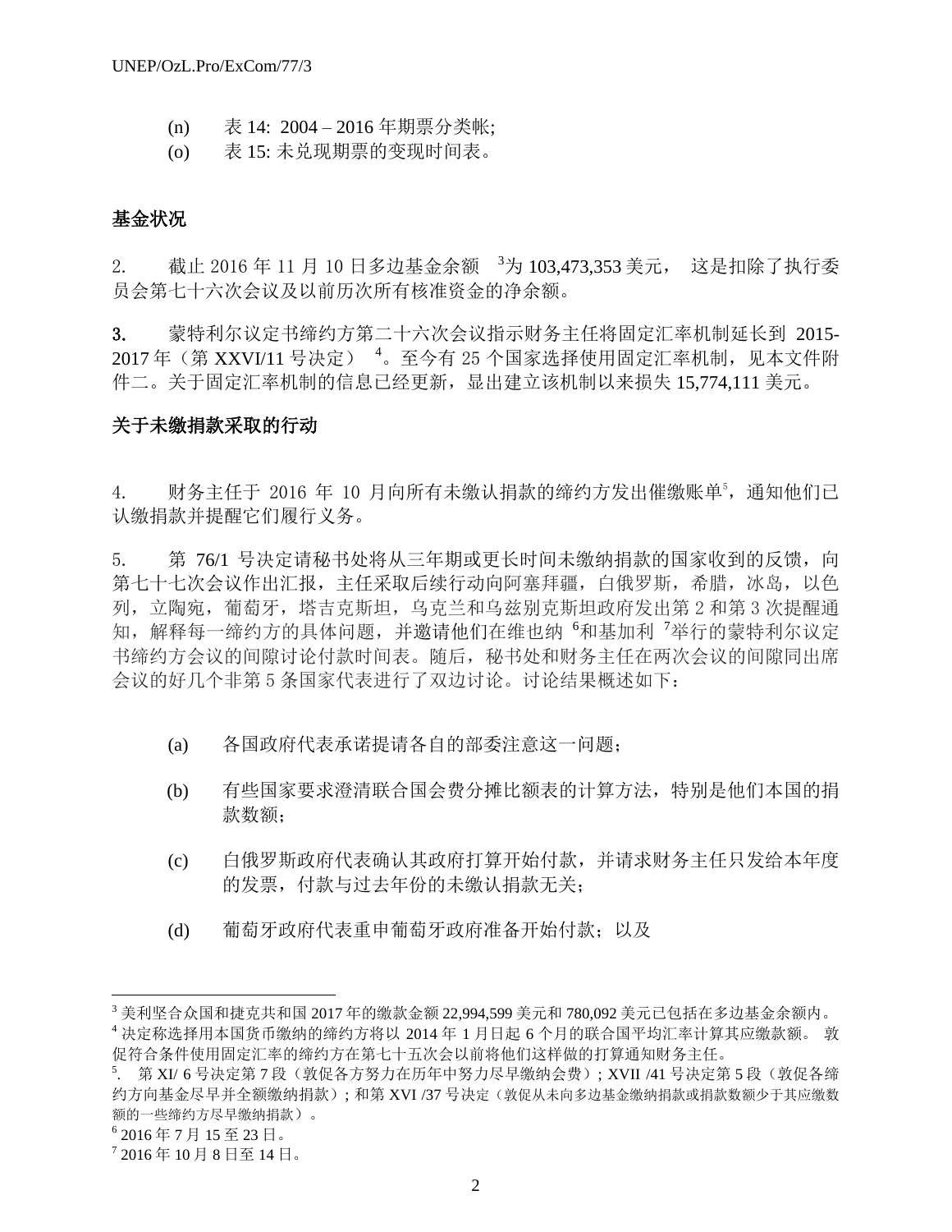(n) 表 14: 2004 – 2016 年期票分类帐;

(o) 表 15: 未兑现期票的变现时间表。

**基金状况**

2. 截止 2016 年 11 月 10 日多边基金余额 [3]为 103,473,353 美元， 这是扣除了执行委员会第七十六次会议及以前历次所有核准资金的净余额。

3. 蒙特利尔议定书缔约方第二十六次会议指示财务主任将固定汇率机制延长到 2015-2017 年（第 XXVI/11 号决定） [4]。至今有 25 个国家选择使用固定汇率机制，见本文件附件二。关于固定汇率机制的信息已经更新，显出建立该机制以来损失 15,774,111 美元。

**关于未缴捐款采取的行动**

4. 财务主任于 2016 年 10 月向所有未缴认捐款的缔约方发出催缴账单[5]，通知他们已认缴捐款并提醒它们履行义务。

5. 第 76/1 号决定请秘书处将从三年期或更长时间未缴纳捐款的国家收到的反馈，向第七十七次会议作出汇报，主任采取后续行动向阿塞拜疆，白俄罗斯，希腊，冰岛，以色列，立陶宛，葡萄牙，塔吉克斯坦，乌克兰和乌兹别克斯坦政府发出第 2 和第 3 次提醒通知，解释每一缔约方的具体问题，并邀请他们在维也纳 [6]和基加利 [7]举行的蒙特利尔议定书缔约方会议的间隙讨论付款时间表。随后，秘书处和财务主任在两次会议的间隙同出席会议的好几个非第 5 条国家代表进行了双边讨论。讨论结果概述如下：

(a) 各国政府代表承诺提请各自的部委注意这一问题；

(b) 有些国家要求澄清联合国会费分摊比额表的计算方法，特别是他们本国的捐款数额；

(c) 白俄罗斯政府代表确认其政府打算开始付款，并请求财务主任只发给本年度的发票，付款与过去年份的未缴认捐款无关；

(d) 葡萄牙政府代表重申葡萄牙政府准备开始付款；以及

---

[3] 美利坚合众国和捷克共和国 2017 年的缴款金额 22,994,599 美元和 780,092 美元已包括在多边基金余额内。

[4] 决定称选择用本国货币缴纳的缔约方将以 2014 年 1 月日起 6 个月的联合国平均汇率计算其应缴款额。 敦促符合条件使用固定汇率的缔约方在第七十五次会以前将他们这样做的打算通知财务主任。

[5]. 第 XI/ 6 号决定第 7 段（敦促各方努力在历年中努力尽早缴纳会费）; XVII /41 号决定第 5 段（敦促各缔约方向基金尽早并全额缴纳捐款）; 和第 XVI /37 号决定（敦促从未向多边基金缴纳捐款或捐款数额少于其应缴数额的一些缔约方尽早缴纳捐款）。

[6] 2016 年 7 月 15 至 23 日。

[7] 2016 年 10 月 8 日至 14 日。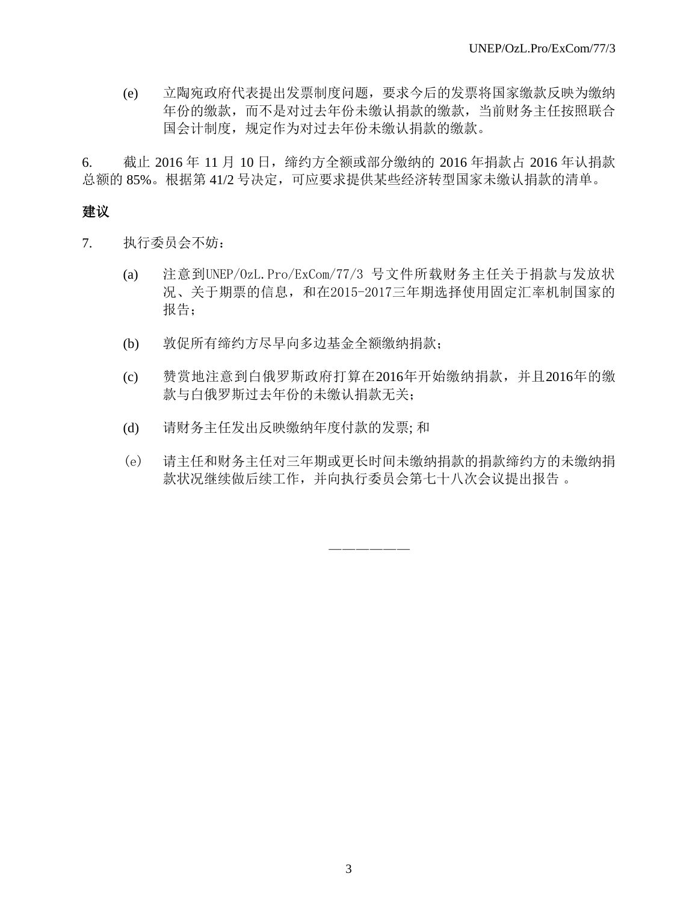(e) 立陶宛政府代表提出发票制度问题，要求今后的发票将国家缴款反映为缴纳年份的缴款，而不是对过去年份未缴认捐款的缴款，当前财务主任按照联合国会计制度，规定作为对过去年份未缴认捐款的缴款。

6. 截止 2016 年 11 月 10 日，缔约方全额或部分缴纳的 2016 年捐款占 2016 年认捐款总额的 85%。根据第 41/2 号决定，可应要求提供某些经济转型国家未缴认捐款的清单。

## 建议

7. 执行委员会不妨：

(a) 注意到UNEP/OzL.Pro/ExCom/77/3 号文件所载财务主任关于捐款与发放状况、关于期票的信息，和在2015-2017三年期选择使用固定汇率机制国家的报告；

(b) 敦促所有缔约方尽早向多边基金全额缴纳捐款；

(c) 赞赏地注意到白俄罗斯政府打算在2016年开始缴纳捐款，并且2016年的缴款与白俄罗斯过去年份的未缴认捐款无关；

(d) 请财务主任发出反映缴纳年度付款的发票; 和

(e) 请主任和财务主任对三年期或更长时间未缴纳捐款的捐款缔约方的未缴纳捐款状况继续做后续工作，并向执行委员会第七十八次会议提出报告 。

———————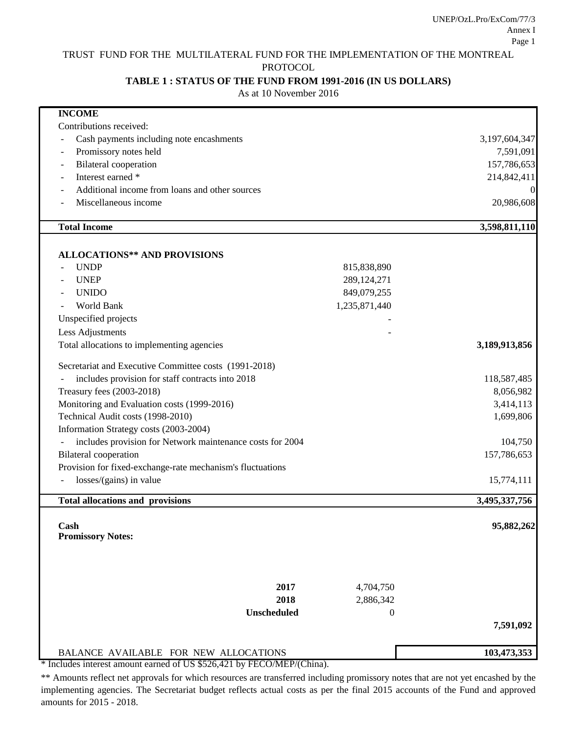TRUST FUND FOR THE MULTILATERAL FUND FOR THE IMPLEMENTATION OF THE MONTREAL PROTOCOL

**TABLE 1 : STATUS OF THE FUND FROM 1991-2016 (IN US DOLLARS)**

As at 10 November 2016

| | | |
|---|---|---|
| **INCOME** | | |
| Contributions received: | | |
| - Cash payments including note encashments | | 3,197,604,347 |
| - Promissory notes held | | 7,591,091 |
| - Bilateral cooperation | | 157,786,653 |
| - Interest earned * | | 214,842,411 |
| - Additional income from loans and other sources | | 0 |
| - Miscellaneous income | | 20,986,608 |
| **Total Income** | | **3,598,811,110** |
| **ALLOCATIONS** AND PROVISIONS** | | |
| - UNDP | 815,838,890 | |
| - UNEP | 289,124,271 | |
| - UNIDO | 849,079,255 | |
| - World Bank | 1,235,871,440 | |
| Unspecified projects | - | |
| Less Adjustments | - | |
| Total allocations to implementing agencies | | **3,189,913,856** |
| Secretariat and Executive Committee costs (1991-2018) | | |
| - includes provision for staff contracts into 2018 | | 118,587,485 |
| Treasury fees (2003-2018) | | 8,056,982 |
| Monitoring and Evaluation costs (1999-2016) | | 3,414,113 |
| Technical Audit costs (1998-2010) | | 1,699,806 |
| Information Strategy costs (2003-2004) | | |
| - includes provision for Network maintenance costs for 2004 | | 104,750 |
| Bilateral cooperation | | 157,786,653 |
| Provision for fixed-exchange-rate mechanism's fluctuations | | |
| - losses/(gains) in value | | 15,774,111 |
| **Total allocations and provisions** | | **3,495,337,756** |
| **Cash** | | **95,882,262** |
| **Promissory Notes:** | | |
| **2017** | 4,704,750 | |
| **2018** | 2,886,342 | |
| **Unscheduled** | 0 | |
| | | **7,591,092** |
| BALANCE AVAILABLE FOR NEW ALLOCATIONS | | **103,473,353** |

* Includes interest amount earned of US $526,421 by FECO/MEP/(China).

** Amounts reflect net approvals for which resources are transferred including promissory notes that are not yet encashed by the implementing agencies. The Secretariat budget reflects actual costs as per the final 2015 accounts of the Fund and approved amounts for 2015 - 2018.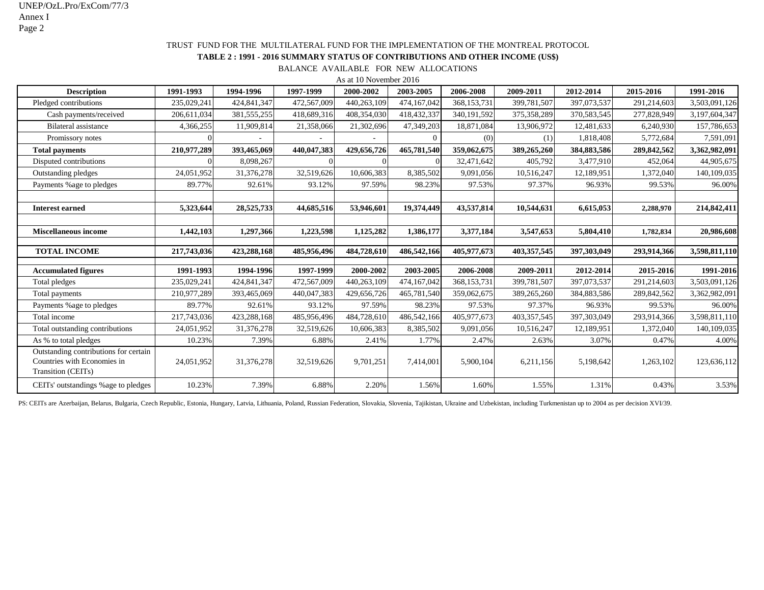TRUST FUND FOR THE MULTILATERAL FUND FOR THE IMPLEMENTATION OF THE MONTREAL PROTOCOL

**TABLE 2 : 1991 - 2016 SUMMARY STATUS OF CONTRIBUTIONS AND OTHER INCOME (US$)**

BALANCE AVAILABLE FOR NEW ALLOCATIONS

As at 10 November 2016

| Description | 1991-1993 | 1994-1996 | 1997-1999 | 2000-2002 | 2003-2005 | 2006-2008 | 2009-2011 | 2012-2014 | 2015-2016 | 1991-2016 |
|---|---|---|---|---|---|---|---|---|---|---|
| Pledged contributions | 235,029,241 | 424,841,347 | 472,567,009 | 440,263,109 | 474,167,042 | 368,153,731 | 399,781,507 | 397,073,537 | 291,214,603 | 3,503,091,126 |
| Cash payments/received | 206,611,034 | 381,555,255 | 418,689,316 | 408,354,030 | 418,432,337 | 340,191,592 | 375,358,289 | 370,583,545 | 277,828,949 | 3,197,604,347 |
| Bilateral assistance | 4,366,255 | 11,909,814 | 21,358,066 | 21,302,696 | 47,349,203 | 18,871,084 | 13,906,972 | 12,481,633 | 6,240,930 | 157,786,653 |
| Promissory notes | 0 | - | - | - | 0 | (0) | (1) | 1,818,408 | 5,772,684 | 7,591,091 |
| **Total payments** | **210,977,289** | **393,465,069** | **440,047,383** | **429,656,726** | **465,781,540** | **359,062,675** | **389,265,260** | **384,883,586** | **289,842,562** | **3,362,982,091** |
| Disputed contributions | 0 | 8,098,267 | 0 | 0 | 0 | 32,471,642 | 405,792 | 3,477,910 | 452,064 | 44,905,675 |
| Outstanding pledges | 24,051,952 | 31,376,278 | 32,519,626 | 10,606,383 | 8,385,502 | 9,091,056 | 10,516,247 | 12,189,951 | 1,372,040 | 140,109,035 |
| Payments %age to pledges | 89.77% | 92.61% | 93.12% | 97.59% | 98.23% | 97.53% | 97.37% | 96.93% | 99.53% | 96.00% |
| | | | | | | | | | | |
| **Interest earned** | **5,323,644** | **28,525,733** | **44,685,516** | **53,946,601** | **19,374,449** | **43,537,814** | **10,544,631** | **6,615,053** | **2,288,970** | **214,842,411** |
| | | | | | | | | | | |
| **Miscellaneous income** | **1,442,103** | **1,297,366** | **1,223,598** | **1,125,282** | **1,386,177** | **3,377,184** | **3,547,653** | **5,804,410** | **1,782,834** | **20,986,608** |
| | | | | | | | | | | |
| **TOTAL INCOME** | **217,743,036** | **423,288,168** | **485,956,496** | **484,728,610** | **486,542,166** | **405,977,673** | **403,357,545** | **397,303,049** | **293,914,366** | **3,598,811,110** |
| | | | | | | | | | | |
| **Accumulated figures** | **1991-1993** | **1994-1996** | **1997-1999** | **2000-2002** | **2003-2005** | **2006-2008** | **2009-2011** | **2012-2014** | **2015-2016** | **1991-2016** |
| Total pledges | 235,029,241 | 424,841,347 | 472,567,009 | 440,263,109 | 474,167,042 | 368,153,731 | 399,781,507 | 397,073,537 | 291,214,603 | 3,503,091,126 |
| Total payments | 210,977,289 | 393,465,069 | 440,047,383 | 429,656,726 | 465,781,540 | 359,062,675 | 389,265,260 | 384,883,586 | 289,842,562 | 3,362,982,091 |
| Payments %age to pledges | 89.77% | 92.61% | 93.12% | 97.59% | 98.23% | 97.53% | 97.37% | 96.93% | 99.53% | 96.00% |
| Total income | 217,743,036 | 423,288,168 | 485,956,496 | 484,728,610 | 486,542,166 | 405,977,673 | 403,357,545 | 397,303,049 | 293,914,366 | 3,598,811,110 |
| Total outstanding contributions | 24,051,952 | 31,376,278 | 32,519,626 | 10,606,383 | 8,385,502 | 9,091,056 | 10,516,247 | 12,189,951 | 1,372,040 | 140,109,035 |
| As % to total pledges | 10.23% | 7.39% | 6.88% | 2.41% | 1.77% | 2.47% | 2.63% | 3.07% | 0.47% | 4.00% |
| Outstanding contributions for certain Countries with Economies in Transition (CEITs) | 24,051,952 | 31,376,278 | 32,519,626 | 9,701,251 | 7,414,001 | 5,900,104 | 6,211,156 | 5,198,642 | 1,263,102 | 123,636,112 |
| CEITs' outstandings %age to pledges | 10.23% | 7.39% | 6.88% | 2.20% | 1.56% | 1.60% | 1.55% | 1.31% | 0.43% | 3.53% |

PS: CEITs are Azerbaijan, Belarus, Bulgaria, Czech Republic, Estonia, Hungary, Latvia, Lithuania, Poland, Russian Federation, Slovakia, Slovenia, Tajikistan, Ukraine and Uzbekistan, including Turkmenistan up to 2004 as per decision XVI/39.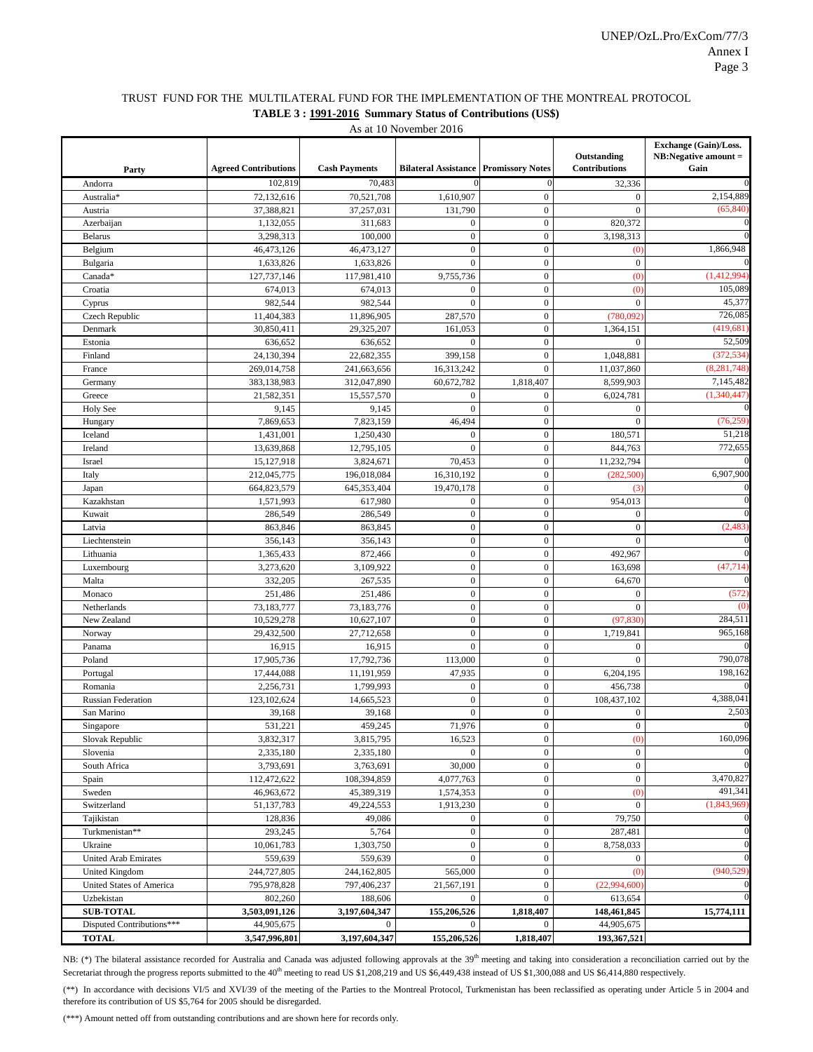TRUST FUND FOR THE MULTILATERAL FUND FOR THE IMPLEMENTATION OF THE MONTREAL PROTOCOL

**TABLE 3 : 1991-2016 Summary Status of Contributions (US$)**

As at 10 November 2016

| Party | Agreed Contributions | Cash Payments | Bilateral Assistance | Promissory Notes | Outstanding Contributions | Exchange (Gain)/Loss. NB:Negative amount = Gain |
|---|---|---|---|---|---|---|
| Andorra | 102,819 | 70,483 | 0 | 0 | 32,336 | 0 |
| Australia* | 72,132,616 | 70,521,708 | 1,610,907 | 0 | 0 | 2,154,889 |
| Austria | 37,388,821 | 37,257,031 | 131,790 | 0 | 0 | (65,840) |
| Azerbaijan | 1,132,055 | 311,683 | 0 | 0 | 820,372 | 0 |
| Belarus | 3,298,313 | 100,000 | 0 | 0 | 3,198,313 | 0 |
| Belgium | 46,473,126 | 46,473,127 | 0 | 0 | (0) | 1,866,948 |
| Bulgaria | 1,633,826 | 1,633,826 | 0 | 0 | 0 | 0 |
| Canada* | 127,737,146 | 117,981,410 | 9,755,736 | 0 | (0) | (1,412,994) |
| Croatia | 674,013 | 674,013 | 0 | 0 | (0) | 105,089 |
| Cyprus | 982,544 | 982,544 | 0 | 0 | 0 | 45,377 |
| Czech Republic | 11,404,383 | 11,896,905 | 287,570 | 0 | (780,092) | 726,085 |
| Denmark | 30,850,411 | 29,325,207 | 161,053 | 0 | 1,364,151 | (419,681) |
| Estonia | 636,652 | 636,652 | 0 | 0 | 0 | 52,509 |
| Finland | 24,130,394 | 22,682,355 | 399,158 | 0 | 1,048,881 | (372,534) |
| France | 269,014,758 | 241,663,656 | 16,313,242 | 0 | 11,037,860 | (8,281,748) |
| Germany | 383,138,983 | 312,047,890 | 60,672,782 | 1,818,407 | 8,599,903 | 7,145,482 |
| Greece | 21,582,351 | 15,557,570 | 0 | 0 | 6,024,781 | (1,340,447) |
| Holy See | 9,145 | 9,145 | 0 | 0 | 0 | 0 |
| Hungary | 7,869,653 | 7,823,159 | 46,494 | 0 | 0 | (76,259) |
| Iceland | 1,431,001 | 1,250,430 | 0 | 0 | 180,571 | 51,218 |
| Ireland | 13,639,868 | 12,795,105 | 0 | 0 | 844,763 | 772,655 |
| Israel | 15,127,918 | 3,824,671 | 70,453 | 0 | 11,232,794 | 0 |
| Italy | 212,045,775 | 196,018,084 | 16,310,192 | 0 | (282,500) | 6,907,900 |
| Japan | 664,823,579 | 645,353,404 | 19,470,178 | 0 | (3) | 0 |
| Kazakhstan | 1,571,993 | 617,980 | 0 | 0 | 954,013 | 0 |
| Kuwait | 286,549 | 286,549 | 0 | 0 | 0 | 0 |
| Latvia | 863,846 | 863,845 | 0 | 0 | 0 | (2,483) |
| Liechtenstein | 356,143 | 356,143 | 0 | 0 | 0 | 0 |
| Lithuania | 1,365,433 | 872,466 | 0 | 0 | 492,967 | 0 |
| Luxembourg | 3,273,620 | 3,109,922 | 0 | 0 | 163,698 | (47,714) |
| Malta | 332,205 | 267,535 | 0 | 0 | 64,670 | 0 |
| Monaco | 251,486 | 251,486 | 0 | 0 | 0 | (572) |
| Netherlands | 73,183,777 | 73,183,776 | 0 | 0 | 0 | (0) |
| New Zealand | 10,529,278 | 10,627,107 | 0 | 0 | (97,830) | 284,511 |
| Norway | 29,432,500 | 27,712,658 | 0 | 0 | 1,719,841 | 965,168 |
| Panama | 16,915 | 16,915 | 0 | 0 | 0 | 0 |
| Poland | 17,905,736 | 17,792,736 | 113,000 | 0 | 0 | 790,078 |
| Portugal | 17,444,088 | 11,191,959 | 47,935 | 0 | 6,204,195 | 198,162 |
| Romania | 2,256,731 | 1,799,993 | 0 | 0 | 456,738 | 0 |
| Russian Federation | 123,102,624 | 14,665,523 | 0 | 0 | 108,437,102 | 4,388,041 |
| San Marino | 39,168 | 39,168 | 0 | 0 | 0 | 2,503 |
| Singapore | 531,221 | 459,245 | 71,976 | 0 | 0 | 0 |
| Slovak Republic | 3,832,317 | 3,815,795 | 16,523 | 0 | (0) | 160,096 |
| Slovenia | 2,335,180 | 2,335,180 | 0 | 0 | 0 | 0 |
| South Africa | 3,793,691 | 3,763,691 | 30,000 | 0 | 0 | 0 |
| Spain | 112,472,622 | 108,394,859 | 4,077,763 | 0 | 0 | 3,470,827 |
| Sweden | 46,963,672 | 45,389,319 | 1,574,353 | 0 | (0) | 491,341 |
| Switzerland | 51,137,783 | 49,224,553 | 1,913,230 | 0 | 0 | (1,843,969) |
| Tajikistan | 128,836 | 49,086 | 0 | 0 | 79,750 | 0 |
| Turkmenistan** | 293,245 | 5,764 | 0 | 0 | 287,481 | 0 |
| Ukraine | 10,061,783 | 1,303,750 | 0 | 0 | 8,758,033 | 0 |
| United Arab Emirates | 559,639 | 559,639 | 0 | 0 | 0 | 0 |
| United Kingdom | 244,727,805 | 244,162,805 | 565,000 | 0 | (0) | (940,529) |
| United States of America | 795,978,828 | 797,406,237 | 21,567,191 | 0 | (22,994,600) | 0 |
| Uzbekistan | 802,260 | 188,606 | 0 | 0 | 613,654 | 0 |
| **SUB-TOTAL** | **3,503,091,126** | **3,197,604,347** | **155,206,526** | **1,818,407** | **148,461,845** | **15,774,111** |
| Disputed Contributions*** | 44,905,675 | 0 | 0 | 0 | 44,905,675 | |
| **TOTAL** | **3,547,996,801** | **3,197,604,347** | **155,206,526** | **1,818,407** | **193,367,521** | |

NB: (*) The bilateral assistance recorded for Australia and Canada was adjusted following approvals at the 39th meeting and taking into consideration a reconciliation carried out by the Secretariat through the progress reports submitted to the 40th meeting to read US $1,208,219 and US $6,449,438 instead of US $1,300,088 and US $6,414,880 respectively.

(**) In accordance with decisions VI/5 and XVI/39 of the meeting of the Parties to the Montreal Protocol, Turkmenistan has been reclassified as operating under Article 5 in 2004 and therefore its contribution of US $5,764 for 2005 should be disregarded.

(***) Amount netted off from outstanding contributions and are shown here for records only.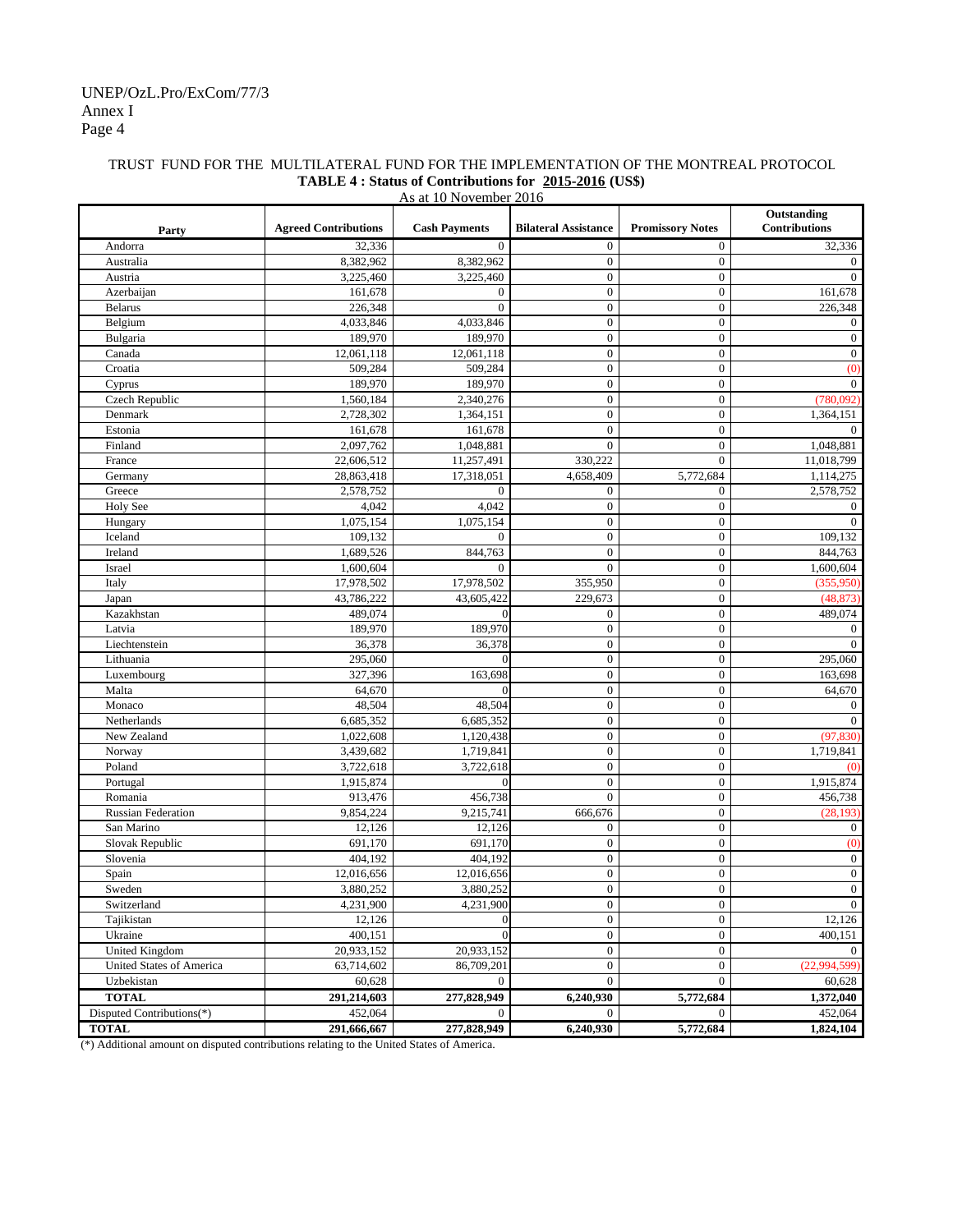TRUST FUND FOR THE MULTILATERAL FUND FOR THE IMPLEMENTATION OF THE MONTREAL PROTOCOL

**TABLE 4 : Status of Contributions for 2015-2016 (US$)**

As at 10 November 2016

| Party | Agreed Contributions | Cash Payments | Bilateral Assistance | Promissory Notes | Outstanding Contributions |
|---|---|---|---|---|---|
| Andorra | 32,336 | 0 | 0 | 0 | 32,336 |
| Australia | 8,382,962 | 8,382,962 | 0 | 0 | 0 |
| Austria | 3,225,460 | 3,225,460 | 0 | 0 | 0 |
| Azerbaijan | 161,678 | 0 | 0 | 0 | 161,678 |
| Belarus | 226,348 | 0 | 0 | 0 | 226,348 |
| Belgium | 4,033,846 | 4,033,846 | 0 | 0 | 0 |
| Bulgaria | 189,970 | 189,970 | 0 | 0 | 0 |
| Canada | 12,061,118 | 12,061,118 | 0 | 0 | 0 |
| Croatia | 509,284 | 509,284 | 0 | 0 | (0) |
| Cyprus | 189,970 | 189,970 | 0 | 0 | 0 |
| Czech Republic | 1,560,184 | 2,340,276 | 0 | 0 | (780,092) |
| Denmark | 2,728,302 | 1,364,151 | 0 | 0 | 1,364,151 |
| Estonia | 161,678 | 161,678 | 0 | 0 | 0 |
| Finland | 2,097,762 | 1,048,881 | 0 | 0 | 1,048,881 |
| France | 22,606,512 | 11,257,491 | 330,222 | 0 | 11,018,799 |
| Germany | 28,863,418 | 17,318,051 | 4,658,409 | 5,772,684 | 1,114,275 |
| Greece | 2,578,752 | 0 | 0 | 0 | 2,578,752 |
| Holy See | 4,042 | 4,042 | 0 | 0 | 0 |
| Hungary | 1,075,154 | 1,075,154 | 0 | 0 | 0 |
| Iceland | 109,132 | 0 | 0 | 0 | 109,132 |
| Ireland | 1,689,526 | 844,763 | 0 | 0 | 844,763 |
| Israel | 1,600,604 | 0 | 0 | 0 | 1,600,604 |
| Italy | 17,978,502 | 17,978,502 | 355,950 | 0 | (355,950) |
| Japan | 43,786,222 | 43,605,422 | 229,673 | 0 | (48,873) |
| Kazakhstan | 489,074 | 0 | 0 | 0 | 489,074 |
| Latvia | 189,970 | 189,970 | 0 | 0 | 0 |
| Liechtenstein | 36,378 | 36,378 | 0 | 0 | 0 |
| Lithuania | 295,060 | 0 | 0 | 0 | 295,060 |
| Luxembourg | 327,396 | 163,698 | 0 | 0 | 163,698 |
| Malta | 64,670 | 0 | 0 | 0 | 64,670 |
| Monaco | 48,504 | 48,504 | 0 | 0 | 0 |
| Netherlands | 6,685,352 | 6,685,352 | 0 | 0 | 0 |
| New Zealand | 1,022,608 | 1,120,438 | 0 | 0 | (97,830) |
| Norway | 3,439,682 | 1,719,841 | 0 | 0 | 1,719,841 |
| Poland | 3,722,618 | 3,722,618 | 0 | 0 | (0) |
| Portugal | 1,915,874 | 0 | 0 | 0 | 1,915,874 |
| Romania | 913,476 | 456,738 | 0 | 0 | 456,738 |
| Russian Federation | 9,854,224 | 9,215,741 | 666,676 | 0 | (28,193) |
| San Marino | 12,126 | 12,126 | 0 | 0 | 0 |
| Slovak Republic | 691,170 | 691,170 | 0 | 0 | (0) |
| Slovenia | 404,192 | 404,192 | 0 | 0 | 0 |
| Spain | 12,016,656 | 12,016,656 | 0 | 0 | 0 |
| Sweden | 3,880,252 | 3,880,252 | 0 | 0 | 0 |
| Switzerland | 4,231,900 | 4,231,900 | 0 | 0 | 0 |
| Tajikistan | 12,126 | 0 | 0 | 0 | 12,126 |
| Ukraine | 400,151 | 0 | 0 | 0 | 400,151 |
| United Kingdom | 20,933,152 | 20,933,152 | 0 | 0 | 0 |
| United States of America | 63,714,602 | 86,709,201 | 0 | 0 | (22,994,599) |
| Uzbekistan | 60,628 | 0 | 0 | 0 | 60,628 |
| **TOTAL** | **291,214,603** | **277,828,949** | **6,240,930** | **5,772,684** | **1,372,040** |
| Disputed Contributions(*) | 452,064 | 0 | 0 | 0 | 452,064 |
| **TOTAL** | **291,666,667** | **277,828,949** | **6,240,930** | **5,772,684** | **1,824,104** |

(*) Additional amount on disputed contributions relating to the United States of America.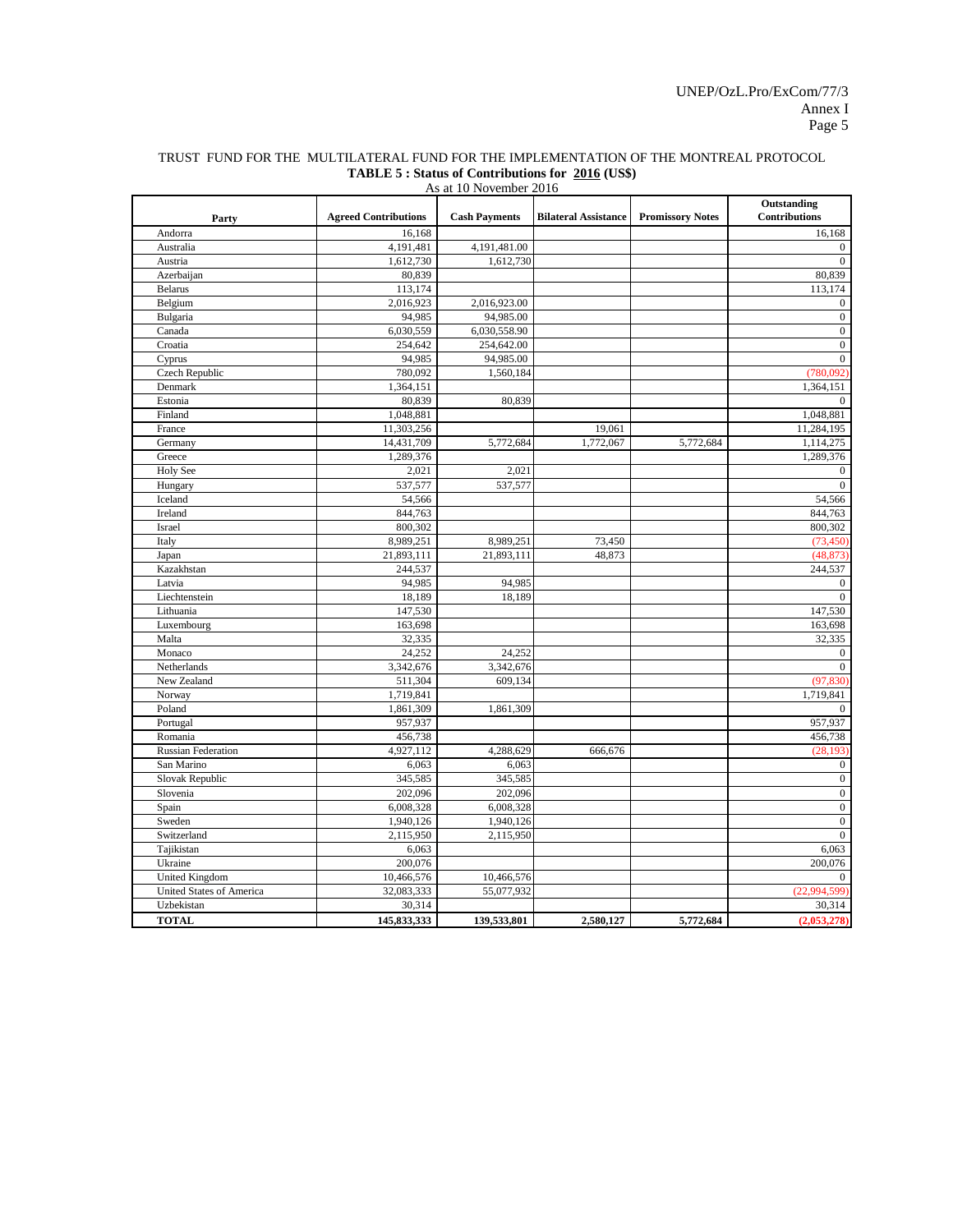TRUST FUND FOR THE MULTILATERAL FUND FOR THE IMPLEMENTATION OF THE MONTREAL PROTOCOL

**TABLE 5 : Status of Contributions for 2016 (US$)**

As at 10 November 2016

| Party | Agreed Contributions | Cash Payments | Bilateral Assistance | Promissory Notes | Outstanding Contributions |
|---|---|---|---|---|---|
| Andorra | 16,168 | | | | 16,168 |
| Australia | 4,191,481 | 4,191,481.00 | | | 0 |
| Austria | 1,612,730 | 1,612,730 | | | 0 |
| Azerbaijan | 80,839 | | | | 80,839 |
| Belarus | 113,174 | | | | 113,174 |
| Belgium | 2,016,923 | 2,016,923.00 | | | 0 |
| Bulgaria | 94,985 | 94,985.00 | | | 0 |
| Canada | 6,030,559 | 6,030,558.90 | | | 0 |
| Croatia | 254,642 | 254,642.00 | | | 0 |
| Cyprus | 94,985 | 94,985.00 | | | 0 |
| Czech Republic | 780,092 | 1,560,184 | | | (780,092) |
| Denmark | 1,364,151 | | | | 1,364,151 |
| Estonia | 80,839 | 80,839 | | | 0 |
| Finland | 1,048,881 | | | | 1,048,881 |
| France | 11,303,256 | | 19,061 | | 11,284,195 |
| Germany | 14,431,709 | 5,772,684 | 1,772,067 | 5,772,684 | 1,114,275 |
| Greece | 1,289,376 | | | | 1,289,376 |
| Holy See | 2,021 | 2,021 | | | 0 |
| Hungary | 537,577 | 537,577 | | | 0 |
| Iceland | 54,566 | | | | 54,566 |
| Ireland | 844,763 | | | | 844,763 |
| Israel | 800,302 | | | | 800,302 |
| Italy | 8,989,251 | 8,989,251 | 73,450 | | (73,450) |
| Japan | 21,893,111 | 21,893,111 | 48,873 | | (48,873) |
| Kazakhstan | 244,537 | | | | 244,537 |
| Latvia | 94,985 | 94,985 | | | 0 |
| Liechtenstein | 18,189 | 18,189 | | | 0 |
| Lithuania | 147,530 | | | | 147,530 |
| Luxembourg | 163,698 | | | | 163,698 |
| Malta | 32,335 | | | | 32,335 |
| Monaco | 24,252 | 24,252 | | | 0 |
| Netherlands | 3,342,676 | 3,342,676 | | | 0 |
| New Zealand | 511,304 | 609,134 | | | (97,830) |
| Norway | 1,719,841 | | | | 1,719,841 |
| Poland | 1,861,309 | 1,861,309 | | | 0 |
| Portugal | 957,937 | | | | 957,937 |
| Romania | 456,738 | | | | 456,738 |
| Russian Federation | 4,927,112 | 4,288,629 | 666,676 | | (28,193) |
| San Marino | 6,063 | 6,063 | | | 0 |
| Slovak Republic | 345,585 | 345,585 | | | 0 |
| Slovenia | 202,096 | 202,096 | | | 0 |
| Spain | 6,008,328 | 6,008,328 | | | 0 |
| Sweden | 1,940,126 | 1,940,126 | | | 0 |
| Switzerland | 2,115,950 | 2,115,950 | | | 0 |
| Tajikistan | 6,063 | | | | 6,063 |
| Ukraine | 200,076 | | | | 200,076 |
| United Kingdom | 10,466,576 | 10,466,576 | | | 0 |
| United States of America | 32,083,333 | 55,077,932 | | | (22,994,599) |
| Uzbekistan | 30,314 | | | | 30,314 |
| **TOTAL** | **145,833,333** | **139,533,801** | **2,580,127** | **5,772,684** | **(2,053,278)** |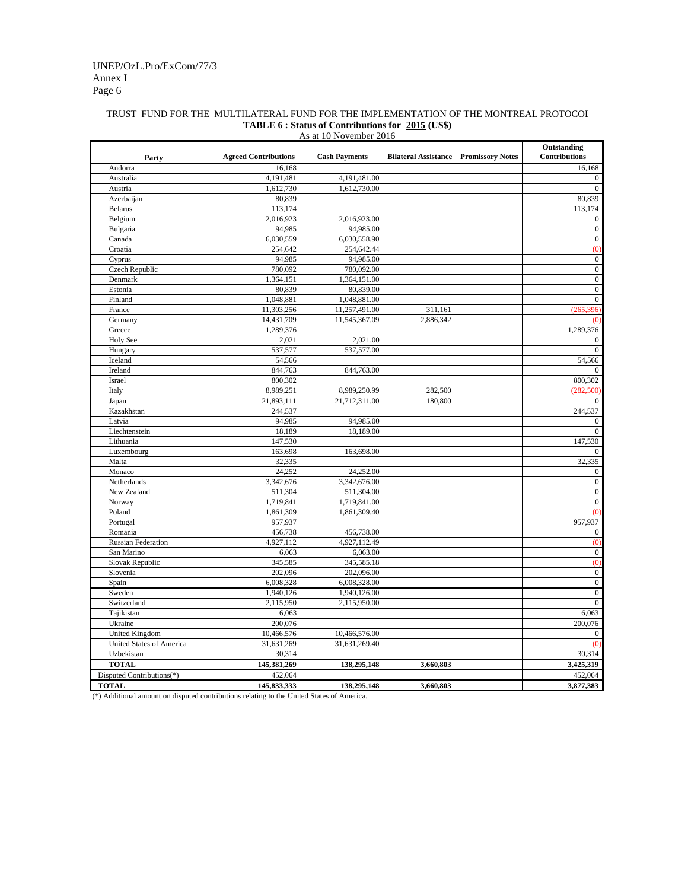TRUST FUND FOR THE MULTILATERAL FUND FOR THE IMPLEMENTATION OF THE MONTREAL PROTOCOL

**TABLE 6 : Status of Contributions for 2015 (US$)**

As at 10 November 2016

| Party | Agreed Contributions | Cash Payments | Bilateral Assistance | Promissory Notes | Outstanding Contributions |
|---|---|---|---|---|---|
| Andorra | 16,168 | | | | 16,168 |
| Australia | 4,191,481 | 4,191,481.00 | | | 0 |
| Austria | 1,612,730 | 1,612,730.00 | | | 0 |
| Azerbaijan | 80,839 | | | | 80,839 |
| Belarus | 113,174 | | | | 113,174 |
| Belgium | 2,016,923 | 2,016,923.00 | | | 0 |
| Bulgaria | 94,985 | 94,985.00 | | | 0 |
| Canada | 6,030,559 | 6,030,558.90 | | | 0 |
| Croatia | 254,642 | 254,642.44 | | | (0) |
| Cyprus | 94,985 | 94,985.00 | | | 0 |
| Czech Republic | 780,092 | 780,092.00 | | | 0 |
| Denmark | 1,364,151 | 1,364,151.00 | | | 0 |
| Estonia | 80,839 | 80,839.00 | | | 0 |
| Finland | 1,048,881 | 1,048,881.00 | | | 0 |
| France | 11,303,256 | 11,257,491.00 | 311,161 | | (265,396) |
| Germany | 14,431,709 | 11,545,367.09 | 2,886,342 | | (0) |
| Greece | 1,289,376 | | | | 1,289,376 |
| Holy See | 2,021 | 2,021.00 | | | 0 |
| Hungary | 537,577 | 537,577.00 | | | 0 |
| Iceland | 54,566 | | | | 54,566 |
| Ireland | 844,763 | 844,763.00 | | | 0 |
| Israel | 800,302 | | | | 800,302 |
| Italy | 8,989,251 | 8,989,250.99 | 282,500 | | (282,500) |
| Japan | 21,893,111 | 21,712,311.00 | 180,800 | | 0 |
| Kazakhstan | 244,537 | | | | 244,537 |
| Latvia | 94,985 | 94,985.00 | | | 0 |
| Liechtenstein | 18,189 | 18,189.00 | | | 0 |
| Lithuania | 147,530 | | | | 147,530 |
| Luxembourg | 163,698 | 163,698.00 | | | 0 |
| Malta | 32,335 | | | | 32,335 |
| Monaco | 24,252 | 24,252.00 | | | 0 |
| Netherlands | 3,342,676 | 3,342,676.00 | | | 0 |
| New Zealand | 511,304 | 511,304.00 | | | 0 |
| Norway | 1,719,841 | 1,719,841.00 | | | 0 |
| Poland | 1,861,309 | 1,861,309.40 | | | (0) |
| Portugal | 957,937 | | | | 957,937 |
| Romania | 456,738 | 456,738.00 | | | 0 |
| Russian Federation | 4,927,112 | 4,927,112.49 | | | (0) |
| San Marino | 6,063 | 6,063.00 | | | 0 |
| Slovak Republic | 345,585 | 345,585.18 | | | (0) |
| Slovenia | 202,096 | 202,096.00 | | | 0 |
| Spain | 6,008,328 | 6,008,328.00 | | | 0 |
| Sweden | 1,940,126 | 1,940,126.00 | | | 0 |
| Switzerland | 2,115,950 | 2,115,950.00 | | | 0 |
| Tajikistan | 6,063 | | | | 6,063 |
| Ukraine | 200,076 | | | | 200,076 |
| United Kingdom | 10,466,576 | 10,466,576.00 | | | 0 |
| United States of America | 31,631,269 | 31,631,269.40 | | | (0) |
| Uzbekistan | 30,314 | | | | 30,314 |
| **TOTAL** | **145,381,269** | **138,295,148** | **3,660,803** | | **3,425,319** |
| Disputed Contributions(*) | 452,064 | | | | 452,064 |
| **TOTAL** | **145,833,333** | **138,295,148** | **3,660,803** | | **3,877,383** |

(*) Additional amount on disputed contributions relating to the United States of America.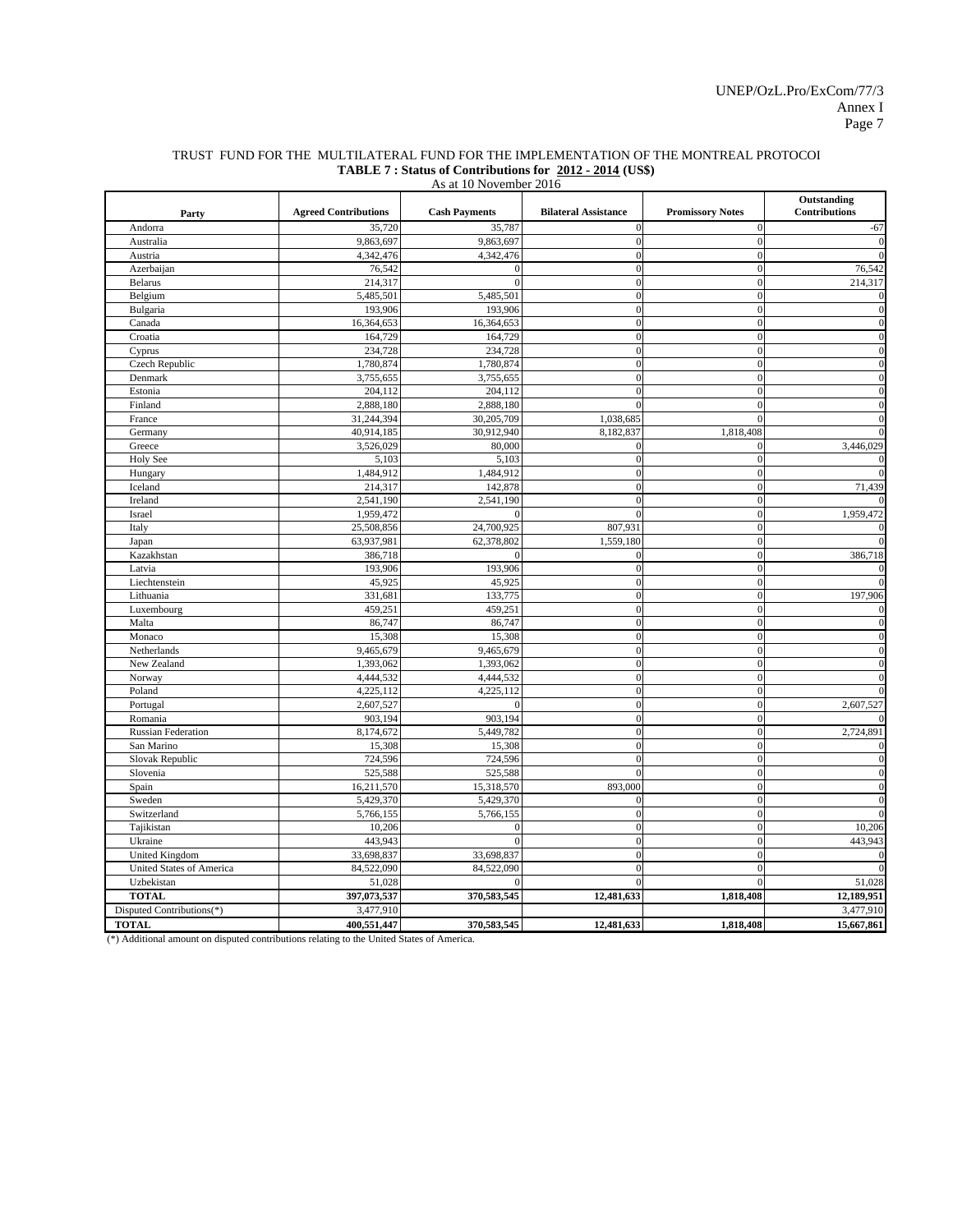TRUST FUND FOR THE MULTILATERAL FUND FOR THE IMPLEMENTATION OF THE MONTREAL PROTOCOI

**TABLE 7 : Status of Contributions for 2012 - 2014 (US$)**

As at 10 November 2016

| Party | Agreed Contributions | Cash Payments | Bilateral Assistance | Promissory Notes | Outstanding Contributions |
|---|---|---|---|---|---|
| Andorra | 35,720 | 35,787 | 0 | 0 | -67 |
| Australia | 9,863,697 | 9,863,697 | 0 | 0 | 0 |
| Austria | 4,342,476 | 4,342,476 | 0 | 0 | 0 |
| Azerbaijan | 76,542 | 0 | 0 | 0 | 76,542 |
| Belarus | 214,317 | 0 | 0 | 0 | 214,317 |
| Belgium | 5,485,501 | 5,485,501 | 0 | 0 | 0 |
| Bulgaria | 193,906 | 193,906 | 0 | 0 | 0 |
| Canada | 16,364,653 | 16,364,653 | 0 | 0 | 0 |
| Croatia | 164,729 | 164,729 | 0 | 0 | 0 |
| Cyprus | 234,728 | 234,728 | 0 | 0 | 0 |
| Czech Republic | 1,780,874 | 1,780,874 | 0 | 0 | 0 |
| Denmark | 3,755,655 | 3,755,655 | 0 | 0 | 0 |
| Estonia | 204,112 | 204,112 | 0 | 0 | 0 |
| Finland | 2,888,180 | 2,888,180 | 0 | 0 | 0 |
| France | 31,244,394 | 30,205,709 | 1,038,685 | 0 | 0 |
| Germany | 40,914,185 | 30,912,940 | 8,182,837 | 1,818,408 | 0 |
| Greece | 3,526,029 | 80,000 | 0 | 0 | 3,446,029 |
| Holy See | 5,103 | 5,103 | 0 | 0 | 0 |
| Hungary | 1,484,912 | 1,484,912 | 0 | 0 | 0 |
| Iceland | 214,317 | 142,878 | 0 | 0 | 71,439 |
| Ireland | 2,541,190 | 2,541,190 | 0 | 0 | 0 |
| Israel | 1,959,472 | 0 | 0 | 0 | 1,959,472 |
| Italy | 25,508,856 | 24,700,925 | 807,931 | 0 | 0 |
| Japan | 63,937,981 | 62,378,802 | 1,559,180 | 0 | 0 |
| Kazakhstan | 386,718 | 0 | 0 | 0 | 386,718 |
| Latvia | 193,906 | 193,906 | 0 | 0 | 0 |
| Liechtenstein | 45,925 | 45,925 | 0 | 0 | 0 |
| Lithuania | 331,681 | 133,775 | 0 | 0 | 197,906 |
| Luxembourg | 459,251 | 459,251 | 0 | 0 | 0 |
| Malta | 86,747 | 86,747 | 0 | 0 | 0 |
| Monaco | 15,308 | 15,308 | 0 | 0 | 0 |
| Netherlands | 9,465,679 | 9,465,679 | 0 | 0 | 0 |
| New Zealand | 1,393,062 | 1,393,062 | 0 | 0 | 0 |
| Norway | 4,444,532 | 4,444,532 | 0 | 0 | 0 |
| Poland | 4,225,112 | 4,225,112 | 0 | 0 | 0 |
| Portugal | 2,607,527 | 0 | 0 | 0 | 2,607,527 |
| Romania | 903,194 | 903,194 | 0 | 0 | 0 |
| Russian Federation | 8,174,672 | 5,449,782 | 0 | 0 | 2,724,891 |
| San Marino | 15,308 | 15,308 | 0 | 0 | 0 |
| Slovak Republic | 724,596 | 724,596 | 0 | 0 | 0 |
| Slovenia | 525,588 | 525,588 | 0 | 0 | 0 |
| Spain | 16,211,570 | 15,318,570 | 893,000 | 0 | 0 |
| Sweden | 5,429,370 | 5,429,370 | 0 | 0 | 0 |
| Switzerland | 5,766,155 | 5,766,155 | 0 | 0 | 0 |
| Tajikistan | 10,206 | 0 | 0 | 0 | 10,206 |
| Ukraine | 443,943 | 0 | 0 | 0 | 443,943 |
| United Kingdom | 33,698,837 | 33,698,837 | 0 | 0 | 0 |
| United States of America | 84,522,090 | 84,522,090 | 0 | 0 | 0 |
| Uzbekistan | 51,028 | 0 | 0 | 0 | 51,028 |
| **TOTAL** | **397,073,537** | **370,583,545** | **12,481,633** | **1,818,408** | **12,189,951** |
| Disputed Contributions(*) | 3,477,910 | | | | 3,477,910 |
| **TOTAL** | **400,551,447** | **370,583,545** | **12,481,633** | **1,818,408** | **15,667,861** |

(*) Additional amount on disputed contributions relating to the United States of America.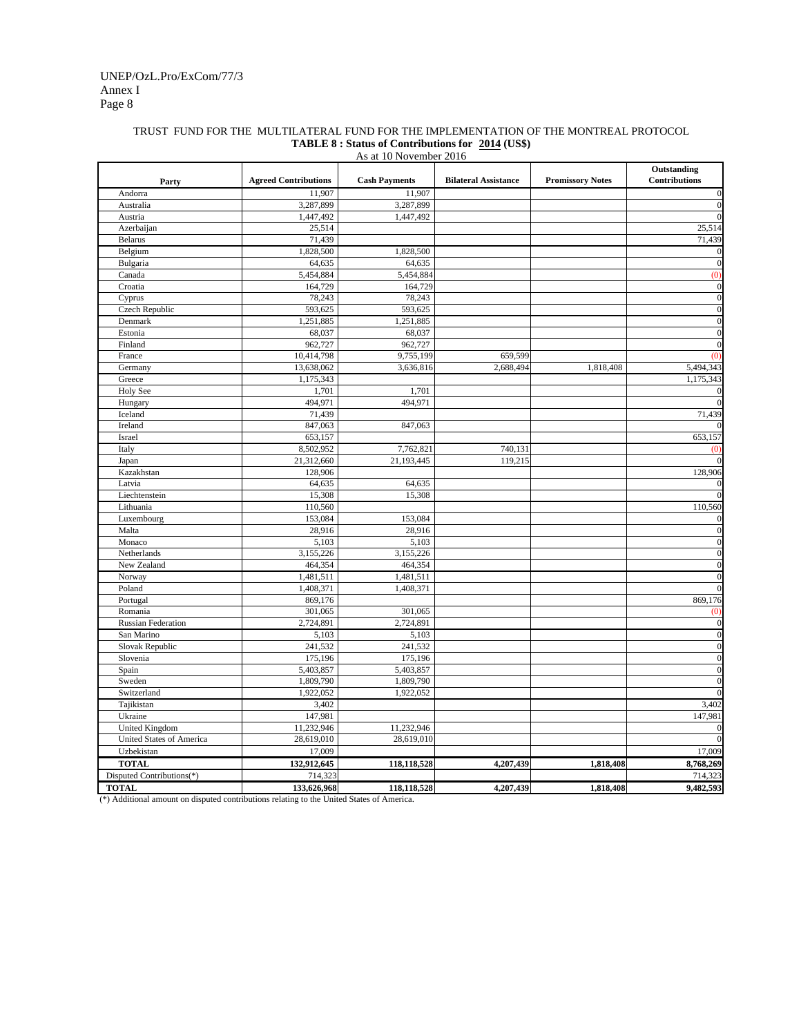TRUST FUND FOR THE MULTILATERAL FUND FOR THE IMPLEMENTATION OF THE MONTREAL PROTOCOL

**TABLE 8 : Status of Contributions for 2014 (US$)**

As at 10 November 2016

| Party | Agreed Contributions | Cash Payments | Bilateral Assistance | Promissory Notes | Outstanding Contributions |
|---|---|---|---|---|---|
| Andorra | 11,907 | 11,907 | | | 0 |
| Australia | 3,287,899 | 3,287,899 | | | 0 |
| Austria | 1,447,492 | 1,447,492 | | | 0 |
| Azerbaijan | 25,514 | | | | 25,514 |
| Belarus | 71,439 | | | | 71,439 |
| Belgium | 1,828,500 | 1,828,500 | | | 0 |
| Bulgaria | 64,635 | 64,635 | | | 0 |
| Canada | 5,454,884 | 5,454,884 | | | (0) |
| Croatia | 164,729 | 164,729 | | | 0 |
| Cyprus | 78,243 | 78,243 | | | 0 |
| Czech Republic | 593,625 | 593,625 | | | 0 |
| Denmark | 1,251,885 | 1,251,885 | | | 0 |
| Estonia | 68,037 | 68,037 | | | 0 |
| Finland | 962,727 | 962,727 | | | 0 |
| France | 10,414,798 | 9,755,199 | 659,599 | | (0) |
| Germany | 13,638,062 | 3,636,816 | 2,688,494 | 1,818,408 | 5,494,343 |
| Greece | 1,175,343 | | | | 1,175,343 |
| Holy See | 1,701 | 1,701 | | | 0 |
| Hungary | 494,971 | 494,971 | | | 0 |
| Iceland | 71,439 | | | | 71,439 |
| Ireland | 847,063 | 847,063 | | | 0 |
| Israel | 653,157 | | | | 653,157 |
| Italy | 8,502,952 | 7,762,821 | 740,131 | | (0) |
| Japan | 21,312,660 | 21,193,445 | 119,215 | | 0 |
| Kazakhstan | 128,906 | | | | 128,906 |
| Latvia | 64,635 | 64,635 | | | 0 |
| Liechtenstein | 15,308 | 15,308 | | | 0 |
| Lithuania | 110,560 | | | | 110,560 |
| Luxembourg | 153,084 | 153,084 | | | 0 |
| Malta | 28,916 | 28,916 | | | 0 |
| Monaco | 5,103 | 5,103 | | | 0 |
| Netherlands | 3,155,226 | 3,155,226 | | | 0 |
| New Zealand | 464,354 | 464,354 | | | 0 |
| Norway | 1,481,511 | 1,481,511 | | | 0 |
| Poland | 1,408,371 | 1,408,371 | | | 0 |
| Portugal | 869,176 | | | | 869,176 |
| Romania | 301,065 | 301,065 | | | (0) |
| Russian Federation | 2,724,891 | 2,724,891 | | | 0 |
| San Marino | 5,103 | 5,103 | | | 0 |
| Slovak Republic | 241,532 | 241,532 | | | 0 |
| Slovenia | 175,196 | 175,196 | | | 0 |
| Spain | 5,403,857 | 5,403,857 | | | 0 |
| Sweden | 1,809,790 | 1,809,790 | | | 0 |
| Switzerland | 1,922,052 | 1,922,052 | | | 0 |
| Tajikistan | 3,402 | | | | 3,402 |
| Ukraine | 147,981 | | | | 147,981 |
| United Kingdom | 11,232,946 | 11,232,946 | | | 0 |
| United States of America | 28,619,010 | 28,619,010 | | | 0 |
| Uzbekistan | 17,009 | | | | 17,009 |
| **TOTAL** | **132,912,645** | **118,118,528** | **4,207,439** | **1,818,408** | **8,768,269** |
| Disputed Contributions(*) | 714,323 | | | | 714,323 |
| **TOTAL** | **133,626,968** | **118,118,528** | **4,207,439** | **1,818,408** | **9,482,593** |

(*) Additional amount on disputed contributions relating to the United States of America.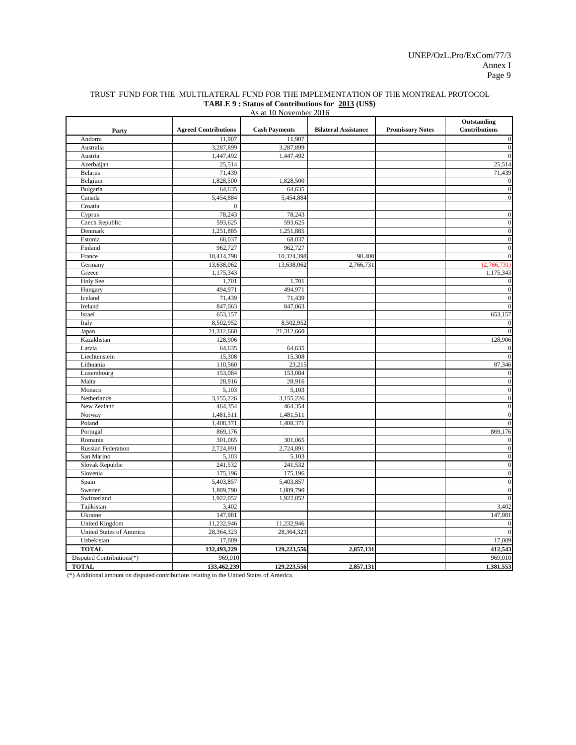TRUST FUND FOR THE MULTILATERAL FUND FOR THE IMPLEMENTATION OF THE MONTREAL PROTOCOL

**TABLE 9 : Status of Contributions for 2013 (US$)**

As at 10 November 2016

| Party | Agreed Contributions | Cash Payments | Bilateral Assistance | Promissory Notes | Outstanding Contributions |
|---|---|---|---|---|---|
| Andorra | 11,907 | 11,907 | | | 0 |
| Australia | 3,287,899 | 3,287,899 | | | 0 |
| Austria | 1,447,492 | 1,447,492 | | | 0 |
| Azerbaijan | 25,514 | | | | 25,514 |
| Belarus | 71,439 | | | | 71,439 |
| Belgium | 1,828,500 | 1,828,500 | | | 0 |
| Bulgaria | 64,635 | 64,635 | | | 0 |
| Canada | 5,454,884 | 5,454,884 | | | 0 |
| Croatia | 0 | | | | |
| Cyprus | 78,243 | 78,243 | | | 0 |
| Czech Republic | 593,625 | 593,625 | | | 0 |
| Denmark | 1,251,885 | 1,251,885 | | | 0 |
| Estonia | 68,037 | 68,037 | | | 0 |
| Finland | 962,727 | 962,727 | | | 0 |
| France | 10,414,798 | 10,324,398 | 90,400 | | 0 |
| Germany | 13,638,062 | 13,638,062 | 2,766,731 | | (2,766,731) |
| Greece | 1,175,343 | | | | 1,175,343 |
| Holy See | 1,701 | 1,701 | | | 0 |
| Hungary | 494,971 | 494,971 | | | 0 |
| Iceland | 71,439 | 71,439 | | | 0 |
| Ireland | 847,063 | 847,063 | | | 0 |
| Israel | 653,157 | | | | 653,157 |
| Italy | 8,502,952 | 8,502,952 | | | 0 |
| Japan | 21,312,660 | 21,312,660 | | | 0 |
| Kazakhstan | 128,906 | | | | 128,906 |
| Latvia | 64,635 | 64,635 | | | 0 |
| Liechtenstein | 15,308 | 15,308 | | | 0 |
| Lithuania | 110,560 | 23,215 | | | 87,346 |
| Luxembourg | 153,084 | 153,084 | | | 0 |
| Malta | 28,916 | 28,916 | | | 0 |
| Monaco | 5,103 | 5,103 | | | 0 |
| Netherlands | 3,155,226 | 3,155,226 | | | 0 |
| New Zealand | 464,354 | 464,354 | | | 0 |
| Norway | 1,481,511 | 1,481,511 | | | 0 |
| Poland | 1,408,371 | 1,408,371 | | | 0 |
| Portugal | 869,176 | | | | 869,176 |
| Romania | 301,065 | 301,065 | | | 0 |
| Russian Federation | 2,724,891 | 2,724,891 | | | 0 |
| San Marino | 5,103 | 5,103 | | | 0 |
| Slovak Republic | 241,532 | 241,532 | | | 0 |
| Slovenia | 175,196 | 175,196 | | | 0 |
| Spain | 5,403,857 | 5,403,857 | | | 0 |
| Sweden | 1,809,790 | 1,809,790 | | | 0 |
| Switzerland | 1,922,052 | 1,922,052 | | | 0 |
| Tajikistan | 3,402 | | | | 3,402 |
| Ukraine | 147,981 | | | | 147,981 |
| United Kingdom | 11,232,946 | 11,232,946 | | | 0 |
| United States of America | 28,364,323 | 28,364,323 | | | 0 |
| Uzbekistan | 17,009 | | | | 17,009 |
| **TOTAL** | **132,493,229** | **129,223,556** | **2,857,131** | | **412,543** |
| Disputed Contributions(*) | 969,010 | | | | 969,010 |
| **TOTAL** | **133,462,239** | **129,223,556** | **2,857,131** | | **1,381,553** |

(*) Additional amount on disputed contributions relating to the United States of America.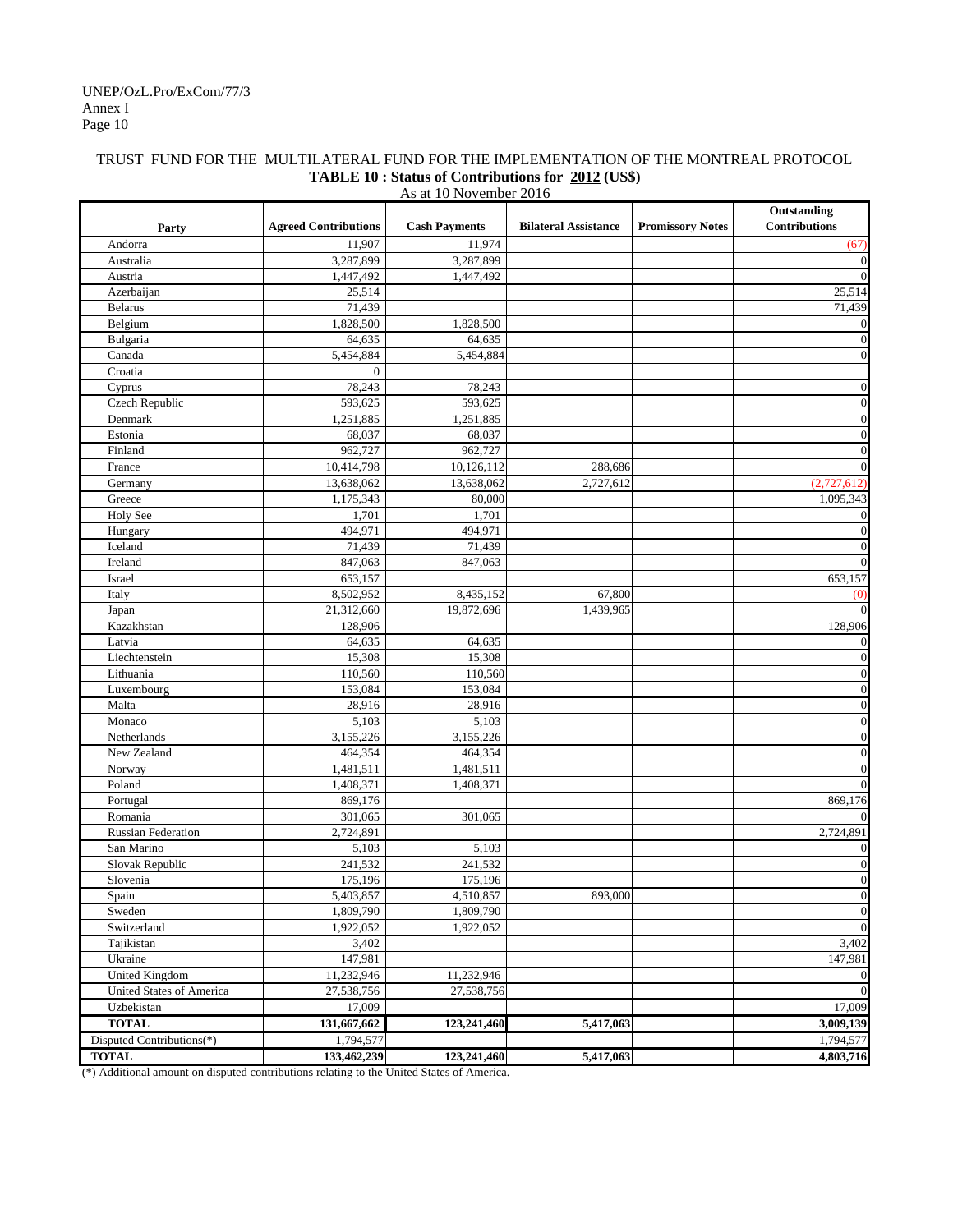TRUST FUND FOR THE MULTILATERAL FUND FOR THE IMPLEMENTATION OF THE MONTREAL PROTOCOL

**TABLE 10 : Status of Contributions for 2012 (US$)**

As at 10 November 2016

| Party | Agreed Contributions | Cash Payments | Bilateral Assistance | Promissory Notes | Outstanding Contributions |
|---|---|---|---|---|---|
| Andorra | 11,907 | 11,974 | | | (67) |
| Australia | 3,287,899 | 3,287,899 | | | 0 |
| Austria | 1,447,492 | 1,447,492 | | | 0 |
| Azerbaijan | 25,514 | | | | 25,514 |
| Belarus | 71,439 | | | | 71,439 |
| Belgium | 1,828,500 | 1,828,500 | | | 0 |
| Bulgaria | 64,635 | 64,635 | | | 0 |
| Canada | 5,454,884 | 5,454,884 | | | 0 |
| Croatia | 0 | | | | |
| Cyprus | 78,243 | 78,243 | | | 0 |
| Czech Republic | 593,625 | 593,625 | | | 0 |
| Denmark | 1,251,885 | 1,251,885 | | | 0 |
| Estonia | 68,037 | 68,037 | | | 0 |
| Finland | 962,727 | 962,727 | | | 0 |
| France | 10,414,798 | 10,126,112 | 288,686 | | 0 |
| Germany | 13,638,062 | 13,638,062 | 2,727,612 | | (2,727,612) |
| Greece | 1,175,343 | 80,000 | | | 1,095,343 |
| Holy See | 1,701 | 1,701 | | | 0 |
| Hungary | 494,971 | 494,971 | | | 0 |
| Iceland | 71,439 | 71,439 | | | 0 |
| Ireland | 847,063 | 847,063 | | | 0 |
| Israel | 653,157 | | | | 653,157 |
| Italy | 8,502,952 | 8,435,152 | 67,800 | | (0) |
| Japan | 21,312,660 | 19,872,696 | 1,439,965 | | 0 |
| Kazakhstan | 128,906 | | | | 128,906 |
| Latvia | 64,635 | 64,635 | | | 0 |
| Liechtenstein | 15,308 | 15,308 | | | 0 |
| Lithuania | 110,560 | 110,560 | | | 0 |
| Luxembourg | 153,084 | 153,084 | | | 0 |
| Malta | 28,916 | 28,916 | | | 0 |
| Monaco | 5,103 | 5,103 | | | 0 |
| Netherlands | 3,155,226 | 3,155,226 | | | 0 |
| New Zealand | 464,354 | 464,354 | | | 0 |
| Norway | 1,481,511 | 1,481,511 | | | 0 |
| Poland | 1,408,371 | 1,408,371 | | | 0 |
| Portugal | 869,176 | | | | 869,176 |
| Romania | 301,065 | 301,065 | | | 0 |
| Russian Federation | 2,724,891 | | | | 2,724,891 |
| San Marino | 5,103 | 5,103 | | | 0 |
| Slovak Republic | 241,532 | 241,532 | | | 0 |
| Slovenia | 175,196 | 175,196 | | | 0 |
| Spain | 5,403,857 | 4,510,857 | 893,000 | | 0 |
| Sweden | 1,809,790 | 1,809,790 | | | 0 |
| Switzerland | 1,922,052 | 1,922,052 | | | 0 |
| Tajikistan | 3,402 | | | | 3,402 |
| Ukraine | 147,981 | | | | 147,981 |
| United Kingdom | 11,232,946 | 11,232,946 | | | 0 |
| United States of America | 27,538,756 | 27,538,756 | | | 0 |
| Uzbekistan | 17,009 | | | | 17,009 |
| **TOTAL** | **131,667,662** | **123,241,460** | **5,417,063** | | **3,009,139** |
| Disputed Contributions(*) | 1,794,577 | | | | 1,794,577 |
| **TOTAL** | **133,462,239** | **123,241,460** | **5,417,063** | | **4,803,716** |

(*) Additional amount on disputed contributions relating to the United States of America.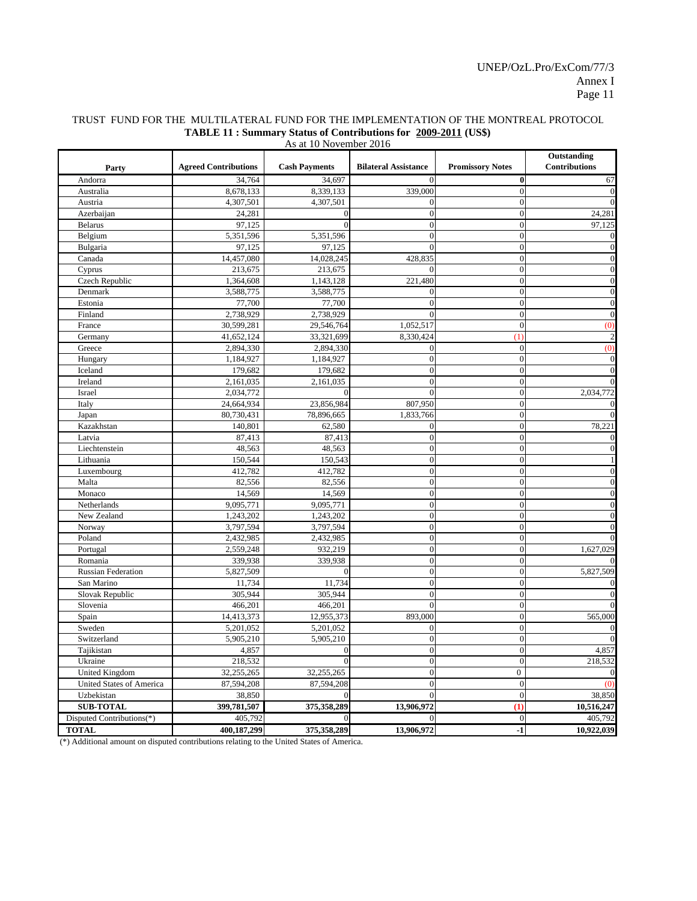TRUST FUND FOR THE MULTILATERAL FUND FOR THE IMPLEMENTATION OF THE MONTREAL PROTOCOL

**TABLE 11 : Summary Status of Contributions for 2009-2011 (US$)**

As at 10 November 2016

| Party | Agreed Contributions | Cash Payments | Bilateral Assistance | Promissory Notes | Outstanding Contributions |
|---|---|---|---|---|---|
| Andorra | 34,764 | 34,697 | 0 | 0 | 67 |
| Australia | 8,678,133 | 8,339,133 | 339,000 | 0 | 0 |
| Austria | 4,307,501 | 4,307,501 | 0 | 0 | 0 |
| Azerbaijan | 24,281 | 0 | 0 | 0 | 24,281 |
| Belarus | 97,125 | 0 | 0 | 0 | 97,125 |
| Belgium | 5,351,596 | 5,351,596 | 0 | 0 | 0 |
| Bulgaria | 97,125 | 97,125 | 0 | 0 | 0 |
| Canada | 14,457,080 | 14,028,245 | 428,835 | 0 | 0 |
| Cyprus | 213,675 | 213,675 | 0 | 0 | 0 |
| Czech Republic | 1,364,608 | 1,143,128 | 221,480 | 0 | 0 |
| Denmark | 3,588,775 | 3,588,775 | 0 | 0 | 0 |
| Estonia | 77,700 | 77,700 | 0 | 0 | 0 |
| Finland | 2,738,929 | 2,738,929 | 0 | 0 | 0 |
| France | 30,599,281 | 29,546,764 | 1,052,517 | 0 | (0) |
| Germany | 41,652,124 | 33,321,699 | 8,330,424 | (1) | 2 |
| Greece | 2,894,330 | 2,894,330 | 0 | 0 | (0) |
| Hungary | 1,184,927 | 1,184,927 | 0 | 0 | 0 |
| Iceland | 179,682 | 179,682 | 0 | 0 | 0 |
| Ireland | 2,161,035 | 2,161,035 | 0 | 0 | 0 |
| Israel | 2,034,772 | 0 | 0 | 0 | 2,034,772 |
| Italy | 24,664,934 | 23,856,984 | 807,950 | 0 | 0 |
| Japan | 80,730,431 | 78,896,665 | 1,833,766 | 0 | 0 |
| Kazakhstan | 140,801 | 62,580 | 0 | 0 | 78,221 |
| Latvia | 87,413 | 87,413 | 0 | 0 | 0 |
| Liechtenstein | 48,563 | 48,563 | 0 | 0 | 0 |
| Lithuania | 150,544 | 150,543 | 0 | 0 | 1 |
| Luxembourg | 412,782 | 412,782 | 0 | 0 | 0 |
| Malta | 82,556 | 82,556 | 0 | 0 | 0 |
| Monaco | 14,569 | 14,569 | 0 | 0 | 0 |
| Netherlands | 9,095,771 | 9,095,771 | 0 | 0 | 0 |
| New Zealand | 1,243,202 | 1,243,202 | 0 | 0 | 0 |
| Norway | 3,797,594 | 3,797,594 | 0 | 0 | 0 |
| Poland | 2,432,985 | 2,432,985 | 0 | 0 | 0 |
| Portugal | 2,559,248 | 932,219 | 0 | 0 | 1,627,029 |
| Romania | 339,938 | 339,938 | 0 | 0 | 0 |
| Russian Federation | 5,827,509 | 0 | 0 | 0 | 5,827,509 |
| San Marino | 11,734 | 11,734 | 0 | 0 | 0 |
| Slovak Republic | 305,944 | 305,944 | 0 | 0 | 0 |
| Slovenia | 466,201 | 466,201 | 0 | 0 | 0 |
| Spain | 14,413,373 | 12,955,373 | 893,000 | 0 | 565,000 |
| Sweden | 5,201,052 | 5,201,052 | 0 | 0 | 0 |
| Switzerland | 5,905,210 | 5,905,210 | 0 | 0 | 0 |
| Tajikistan | 4,857 | 0 | 0 | 0 | 4,857 |
| Ukraine | 218,532 | 0 | 0 | 0 | 218,532 |
| United Kingdom | 32,255,265 | 32,255,265 | 0 | 0 | 0 |
| United States of America | 87,594,208 | 87,594,208 | 0 | 0 | (0) |
| Uzbekistan | 38,850 | 0 | 0 | 0 | 38,850 |
| **SUB-TOTAL** | **399,781,507** | **375,358,289** | **13,906,972** | **(1)** | **10,516,247** |
| Disputed Contributions(*) | 405,792 | 0 | 0 | 0 | 405,792 |
| **TOTAL** | **400,187,299** | **375,358,289** | **13,906,972** | **-1** | **10,922,039** |

(*) Additional amount on disputed contributions relating to the United States of America.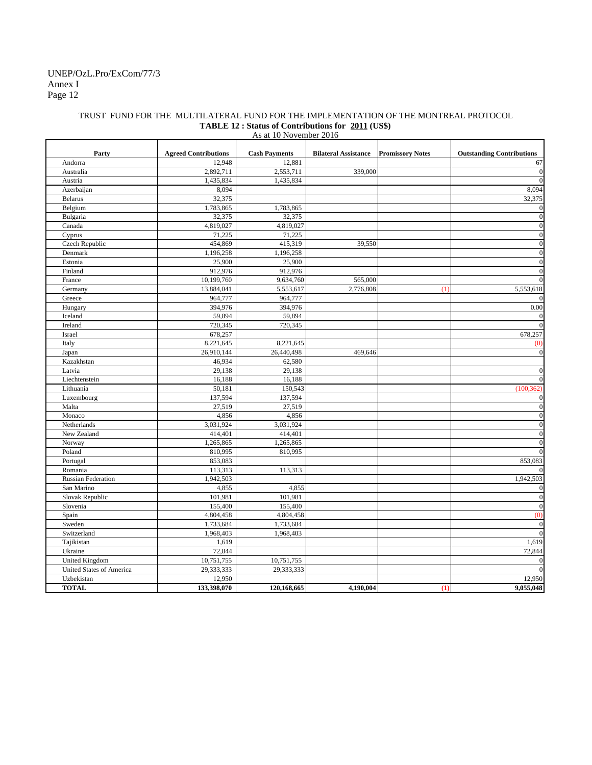TRUST FUND FOR THE MULTILATERAL FUND FOR THE IMPLEMENTATION OF THE MONTREAL PROTOCOL

**TABLE 12 : Status of Contributions for 2011 (US$)**

As at 10 November 2016

| Party | Agreed Contributions | Cash Payments | Bilateral Assistance | Promissory Notes | Outstanding Contributions |
|---|---|---|---|---|---|
| Andorra | 12,948 | 12,881 | | | 67 |
| Australia | 2,892,711 | 2,553,711 | 339,000 | | 0 |
| Austria | 1,435,834 | 1,435,834 | | | 0 |
| Azerbaijan | 8,094 | | | | 8,094 |
| Belarus | 32,375 | | | | 32,375 |
| Belgium | 1,783,865 | 1,783,865 | | | 0 |
| Bulgaria | 32,375 | 32,375 | | | 0 |
| Canada | 4,819,027 | 4,819,027 | | | 0 |
| Cyprus | 71,225 | 71,225 | | | 0 |
| Czech Republic | 454,869 | 415,319 | 39,550 | | 0 |
| Denmark | 1,196,258 | 1,196,258 | | | 0 |
| Estonia | 25,900 | 25,900 | | | 0 |
| Finland | 912,976 | 912,976 | | | 0 |
| France | 10,199,760 | 9,634,760 | 565,000 | | 0 |
| Germany | 13,884,041 | 5,553,617 | 2,776,808 | (1) | 5,553,618 |
| Greece | 964,777 | 964,777 | | | 0 |
| Hungary | 394,976 | 394,976 | | | 0.00 |
| Iceland | 59,894 | 59,894 | | | 0 |
| Ireland | 720,345 | 720,345 | | | 0 |
| Israel | 678,257 | | | | 678,257 |
| Italy | 8,221,645 | 8,221,645 | | | (0) |
| Japan | 26,910,144 | 26,440,498 | 469,646 | | 0 |
| Kazakhstan | 46,934 | 62,580 | | | |
| Latvia | 29,138 | 29,138 | | | 0 |
| Liechtenstein | 16,188 | 16,188 | | | 0 |
| Lithuania | 50,181 | 150,543 | | | (100,362) |
| Luxembourg | 137,594 | 137,594 | | | 0 |
| Malta | 27,519 | 27,519 | | | 0 |
| Monaco | 4,856 | 4,856 | | | 0 |
| Netherlands | 3,031,924 | 3,031,924 | | | 0 |
| New Zealand | 414,401 | 414,401 | | | 0 |
| Norway | 1,265,865 | 1,265,865 | | | 0 |
| Poland | 810,995 | 810,995 | | | 0 |
| Portugal | 853,083 | | | | 853,083 |
| Romania | 113,313 | 113,313 | | | 0 |
| Russian Federation | 1,942,503 | | | | 1,942,503 |
| San Marino | 4,855 | 4,855 | | | 0 |
| Slovak Republic | 101,981 | 101,981 | | | 0 |
| Slovenia | 155,400 | 155,400 | | | 0 |
| Spain | 4,804,458 | 4,804,458 | | | (0) |
| Sweden | 1,733,684 | 1,733,684 | | | 0 |
| Switzerland | 1,968,403 | 1,968,403 | | | 0 |
| Tajikistan | 1,619 | | | | 1,619 |
| Ukraine | 72,844 | | | | 72,844 |
| United Kingdom | 10,751,755 | 10,751,755 | | | 0 |
| United States of America | 29,333,333 | 29,333,333 | | | 0 |
| Uzbekistan | 12,950 | | | | 12,950 |
| **TOTAL** | **133,398,070** | **120,168,665** | **4,190,004** | **(1)** | **9,055,048** |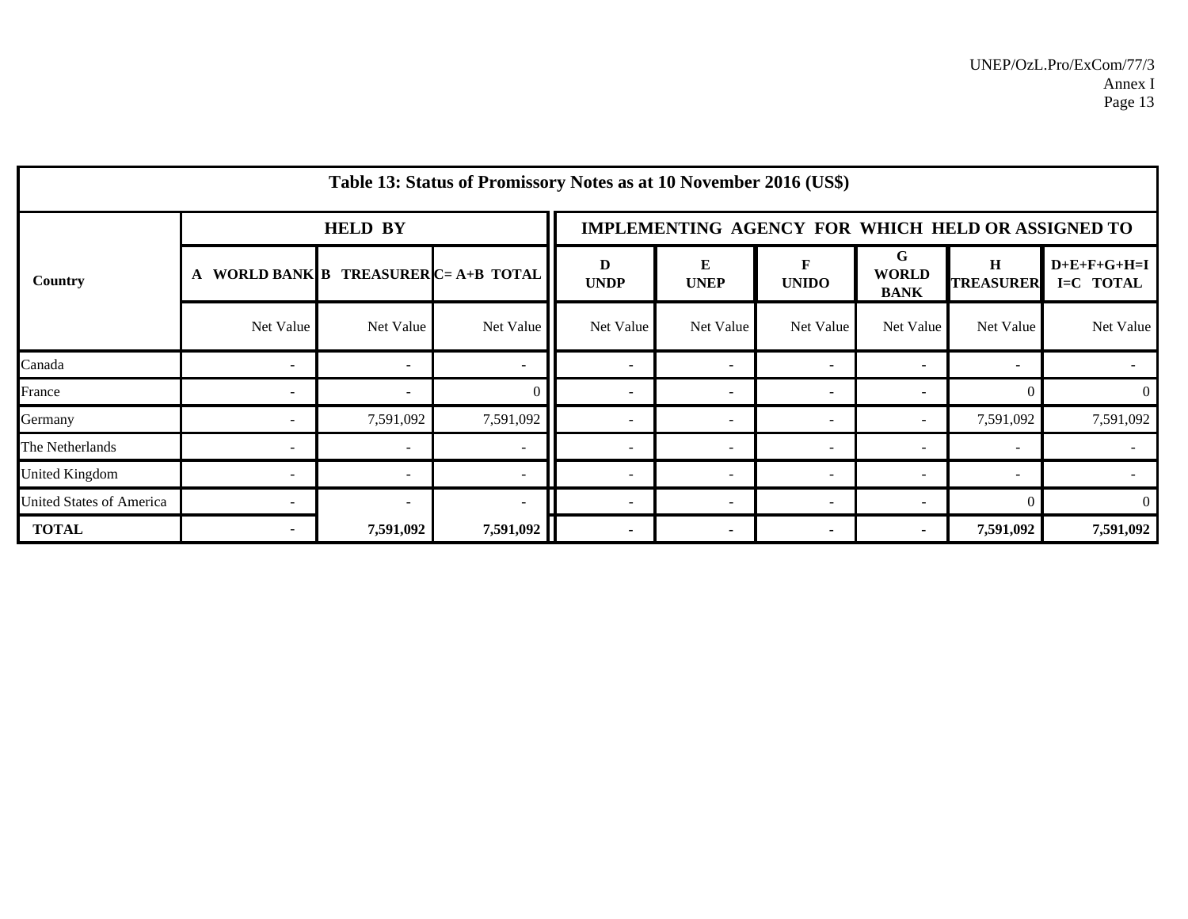| Table 13: Status of Promissory Notes as at 10 November 2016 (US$) | | | | | | | | | |
|---|---|---|---|---|---|---|---|---|---|
| Country | HELD BY | | | IMPLEMENTING AGENCY FOR WHICH HELD OR ASSIGNED TO | | | | | |
| | A WORLD BANK | B TREASURER | C= A+B TOTAL | D UNDP | E UNEP | F UNIDO | G WORLD BANK | H TREASURER | D+E+F+G+H=I I=C TOTAL |
| | Net Value | Net Value | Net Value | Net Value | Net Value | Net Value | Net Value | Net Value | Net Value |
| Canada | - | - | - | - | - | - | - | - | - |
| France | - | - | 0 | - | - | - | - | 0 | 0 |
| Germany | - | 7,591,092 | 7,591,092 | - | - | - | - | 7,591,092 | 7,591,092 |
| The Netherlands | - | - | - | - | - | - | - | - | - |
| United Kingdom | - | - | - | - | - | - | - | - | - |
| United States of America | - | - | - | - | - | - | - | 0 | 0 |
| **TOTAL** | - | **7,591,092** | **7,591,092** | - | - | - | - | **7,591,092** | **7,591,092** |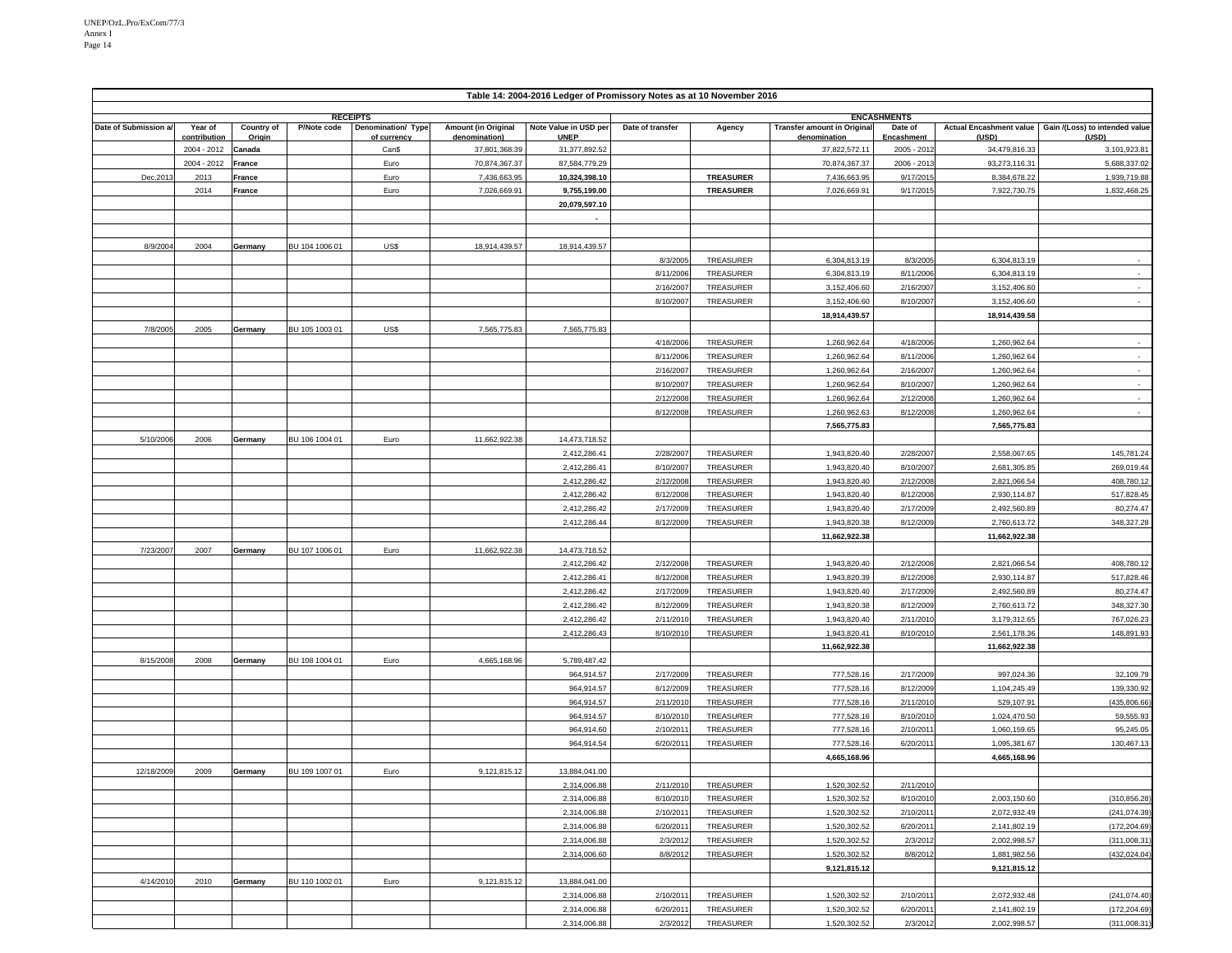**Table 14: 2004-2016 Ledger of Promissory Notes as at 10 November 2016**

| RECEIPTS | | | | | | | ENCASHMENTS | | | | | |
|---|---|---|---|---|---|---|---|---|---|---|---|---|
| Date of Submission a/ | Year of contribution | Country of Origin | P/Note code | Denomination/ Type of currency | Amount (in Original denomination) | Note Value in USD per UNEP | Date of transfer | Agency | Transfer amount in Original denomination | Date of Encashment | Actual Encashment value (USD) | Gain /(Loss) to intended value (USD) |
| | 2004 - 2012 | **Canada** | | Can$ | 37,801,368.39 | 31,377,892.52 | | | 37,822,572.11 | 2005 - 2012 | 34,479,816.33 | 3,101,923.81 |
| | 2004 - 2012 | **France** | | Euro | 70,874,367.37 | 87,584,779.29 | | | 70,874,367.37 | 2006 - 2013 | 93,273,116.31 | 5,688,337.02 |
| Dec.2013 | 2013 | **France** | | Euro | 7,436,663.95 | **10,324,398.10** | | **TREASURER** | 7,436,663.95 | 9/17/2015 | 8,384,678.22 | 1,939,719.88 |
| | 2014 | **France** | | Euro | 7,026,669.91 | **9,755,199.00** | | **TREASURER** | 7,026,669.91 | 9/17/2015 | 7,922,730.75 | 1,832,468.25 |
| | | | | | | **20,079,597.10** | | | | | | |
| | | | | | | - | | | | | | |
| | | | | | | | | | | | | |
| 8/9/2004 | 2004 | **Germany** | BU 104 1006 01 | US$ | 18,914,439.57 | 18,914,439.57 | | | | | | |
| | | | | | | | 8/3/2005 | TREASURER | 6,304,813.19 | 8/3/2005 | 6,304,813.19 | - |
| | | | | | | | 8/11/2006 | TREASURER | 6,304,813.19 | 8/11/2006 | 6,304,813.19 | - |
| | | | | | | | 2/16/2007 | TREASURER | 3,152,406.60 | 2/16/2007 | 3,152,406.60 | - |
| | | | | | | | 8/10/2007 | TREASURER | 3,152,406.60 | 8/10/2007 | 3,152,406.60 | - |
| | | | | | | | | | **18,914,439.57** | | **18,914,439.58** | |
| 7/8/2005 | 2005 | **Germany** | BU 105 1003 01 | US$ | 7,565,775.83 | 7,565,775.83 | | | | | | |
| | | | | | | | 4/18/2006 | TREASURER | 1,260,962.64 | 4/18/2006 | 1,260,962.64 | - |
| | | | | | | | 8/11/2006 | TREASURER | 1,260,962.64 | 8/11/2006 | 1,260,962.64 | - |
| | | | | | | | 2/16/2007 | TREASURER | 1,260,962.64 | 2/16/2007 | 1,260,962.64 | - |
| | | | | | | | 8/10/2007 | TREASURER | 1,260,962.64 | 8/10/2007 | 1,260,962.64 | - |
| | | | | | | | 2/12/2008 | TREASURER | 1,260,962.64 | 2/12/2008 | 1,260,962.64 | - |
| | | | | | | | 8/12/2008 | TREASURER | 1,260,962.63 | 8/12/2008 | 1,260,962.64 | - |
| | | | | | | | | | **7,565,775.83** | | **7,565,775.83** | |
| 5/10/2006 | 2006 | **Germany** | BU 106 1004 01 | Euro | 11,662,922.38 | 14,473,718.52 | | | | | | |
| | | | | | | 2,412,286.41 | 2/28/2007 | TREASURER | 1,943,820.40 | 2/28/2007 | 2,558,067.65 | 145,781.24 |
| | | | | | | 2,412,286.41 | 8/10/2007 | TREASURER | 1,943,820.40 | 8/10/2007 | 2,681,305.85 | 269,019.44 |
| | | | | | | 2,412,286.42 | 2/12/2008 | TREASURER | 1,943,820.40 | 2/12/2008 | 2,821,066.54 | 408,780.12 |
| | | | | | | 2,412,286.42 | 8/12/2008 | TREASURER | 1,943,820.40 | 8/12/2008 | 2,930,114.87 | 517,828.45 |
| | | | | | | 2,412,286.42 | 2/17/2009 | TREASURER | 1,943,820.40 | 2/17/2009 | 2,492,560.89 | 80,274.47 |
| | | | | | | 2,412,286.44 | 8/12/2009 | TREASURER | 1,943,820.38 | 8/12/2009 | 2,760,613.72 | 348,327.28 |
| | | | | | | | | | **11,662,922.38** | | **11,662,922.38** | |
| 7/23/2007 | 2007 | **Germany** | BU 107 1006 01 | Euro | 11,662,922.38 | 14,473,718.52 | | | | | | |
| | | | | | | 2,412,286.42 | 2/12/2008 | TREASURER | 1,943,820.40 | 2/12/2008 | 2,821,066.54 | 408,780.12 |
| | | | | | | 2,412,286.41 | 8/12/2008 | TREASURER | 1,943,820.39 | 8/12/2008 | 2,930,114.87 | 517,828.46 |
| | | | | | | 2,412,286.42 | 2/17/2009 | TREASURER | 1,943,820.40 | 2/17/2009 | 2,492,560.89 | 80,274.47 |
| | | | | | | 2,412,286.42 | 8/12/2009 | TREASURER | 1,943,820.38 | 8/12/2009 | 2,760,613.72 | 348,327.30 |
| | | | | | | 2,412,286.42 | 2/11/2010 | TREASURER | 1,943,820.40 | 2/11/2010 | 3,179,312.65 | 767,026.23 |
| | | | | | | 2,412,286.43 | 8/10/2010 | TREASURER | 1,943,820.41 | 8/10/2010 | 2,561,178.36 | 148,891.93 |
| | | | | | | | | | **11,662,922.38** | | **11,662,922.38** | |
| 8/15/2008 | 2008 | **Germany** | BU 108 1004 01 | Euro | 4,665,168.96 | 5,789,487.42 | | | | | | |
| | | | | | | 964,914.57 | 2/17/2009 | TREASURER | 777,528.16 | 2/17/2009 | 997,024.36 | 32,109.79 |
| | | | | | | 964,914.57 | 8/12/2009 | TREASURER | 777,528.16 | 8/12/2009 | 1,104,245.49 | 139,330.92 |
| | | | | | | 964,914.57 | 2/11/2010 | TREASURER | 777,528.16 | 2/11/2010 | 529,107.91 | (435,806.66) |
| | | | | | | 964,914.57 | 8/10/2010 | TREASURER | 777,528.16 | 8/10/2010 | 1,024,470.50 | 59,555.93 |
| | | | | | | 964,914.60 | 2/10/2011 | TREASURER | 777,528.16 | 2/10/2011 | 1,060,159.65 | 95,245.05 |
| | | | | | | 964,914.54 | 6/20/2011 | TREASURER | 777,528.16 | 6/20/2011 | 1,095,381.67 | 130,467.13 |
| | | | | | | | | | **4,665,168.96** | | **4,665,168.96** | |
| 12/18/2009 | 2009 | **Germany** | BU 109 1007 01 | Euro | 9,121,815.12 | 13,884,041.00 | | | | | | |
| | | | | | | 2,314,006.88 | 2/11/2010 | TREASURER | 1,520,302.52 | 2/11/2010 | | |
| | | | | | | 2,314,006.88 | 8/10/2010 | TREASURER | 1,520,302.52 | 8/10/2010 | 2,003,150.60 | (310,856.28) |
| | | | | | | 2,314,006.88 | 2/10/2011 | TREASURER | 1,520,302.52 | 2/10/2011 | 2,072,932.49 | (241,074.39) |
| | | | | | | 2,314,006.88 | 6/20/2011 | TREASURER | 1,520,302.52 | 6/20/2011 | 2,141,802.19 | (172,204.69) |
| | | | | | | 2,314,006.88 | 2/3/2012 | TREASURER | 1,520,302.52 | 2/3/2012 | 2,002,998.57 | (311,008.31) |
| | | | | | | 2,314,006.60 | 8/8/2012 | TREASURER | 1,520,302.52 | 8/8/2012 | 1,881,982.56 | (432,024.04) |
| | | | | | | | | | **9,121,815.12** | | **9,121,815.12** | |
| 4/14/2010 | 2010 | **Germany** | BU 110 1002 01 | Euro | 9,121,815.12 | 13,884,041.00 | | | | | | |
| | | | | | | 2,314,006.88 | 2/10/2011 | TREASURER | 1,520,302.52 | 2/10/2011 | 2,072,932.48 | (241,074.40) |
| | | | | | | 2,314,006.88 | 6/20/2011 | TREASURER | 1,520,302.52 | 6/20/2011 | 2,141,802.19 | (172,204.69) |
| | | | | | | 2,314,006.88 | 2/3/2012 | TREASURER | 1,520,302.52 | 2/3/2012 | 2,002,998.57 | (311,008.31) |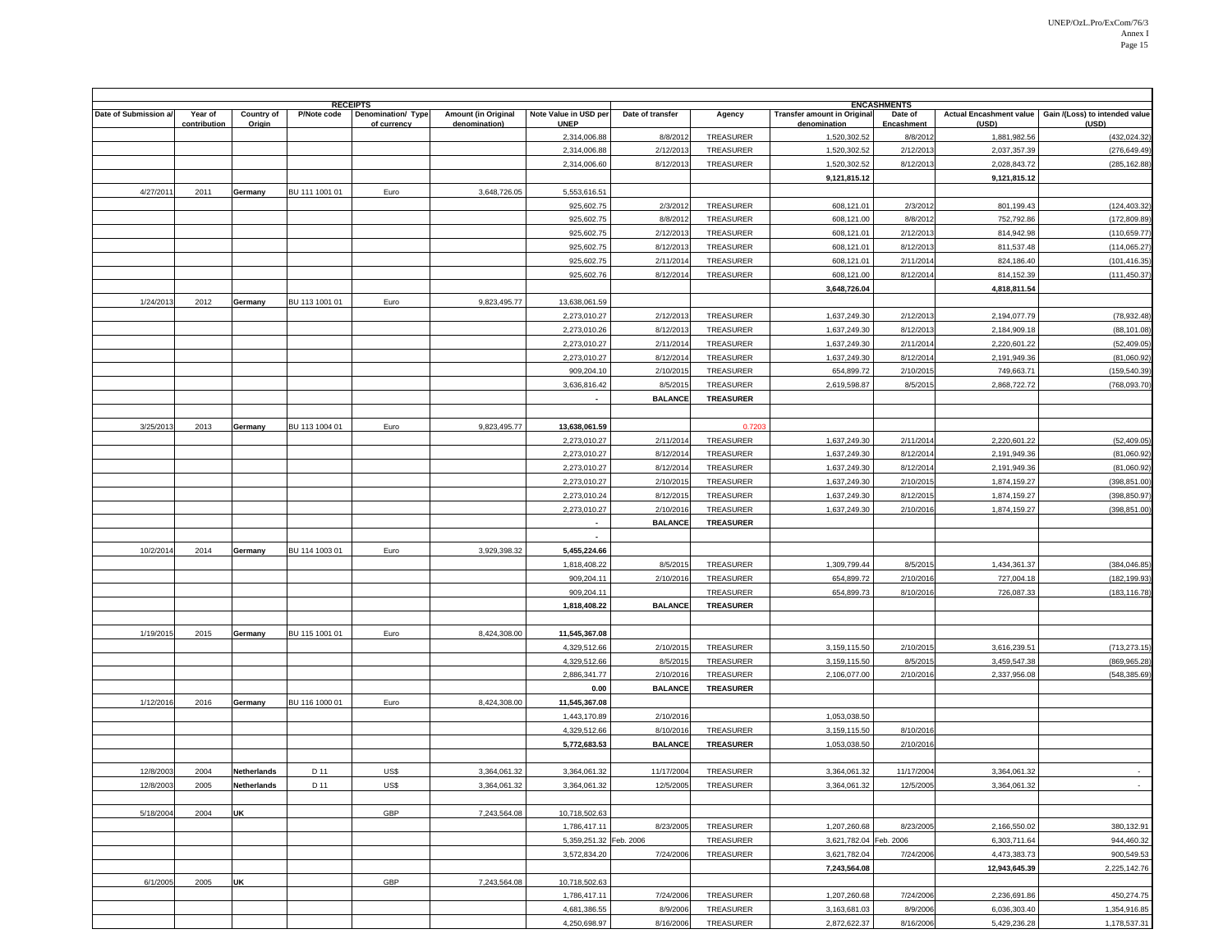| RECEIPTS | | | | | | ENCASHMENTS | | | | | |
|---|---|---|---|---|---|---|---|---|---|---|---|
| Date of Submission a/ | Year of contribution | Country of Origin | P/Note code | Denomination/ Type of currency | Amount (in Original denomination) | Note Value in USD per UNEP | Date of transfer | Agency | Transfer amount in Original denomination | Date of Encashment | Actual Encashment value (USD) | Gain /(Loss) to intended value (USD) |
| | | | | | | 2,314,006.88 | 8/8/2012 | TREASURER | 1,520,302.52 | 8/8/2012 | 1,881,982.56 | (432,024.32) |
| | | | | | | 2,314,006.88 | 2/12/2013 | TREASURER | 1,520,302.52 | 2/12/2013 | 2,037,357.39 | (276,649.49) |
| | | | | | | 2,314,006.60 | 8/12/2013 | TREASURER | 1,520,302.52 | 8/12/2013 | 2,028,843.72 | (285,162.88) |
| | | | | | | | | | 9,121,815.12 | | 9,121,815.12 | |
| 4/27/2011 | 2011 | Germany | BU 111 1001 01 | Euro | 3,648,726.05 | 5,553,616.51 | | | | | | |
| | | | | | | 925,602.75 | 2/3/2012 | TREASURER | 608,121.01 | 2/3/2012 | 801,199.43 | (124,403.32) |
| | | | | | | 925,602.75 | 8/8/2012 | TREASURER | 608,121.00 | 8/8/2012 | 752,792.86 | (172,809.89) |
| | | | | | | 925,602.75 | 2/12/2013 | TREASURER | 608,121.01 | 2/12/2013 | 814,942.98 | (110,659.77) |
| | | | | | | 925,602.75 | 8/12/2013 | TREASURER | 608,121.01 | 8/12/2013 | 811,537.48 | (114,065.27) |
| | | | | | | 925,602.75 | 2/11/2014 | TREASURER | 608,121.01 | 2/11/2014 | 824,186.40 | (101,416.35) |
| | | | | | | 925,602.76 | 8/12/2014 | TREASURER | 608,121.00 | 8/12/2014 | 814,152.39 | (111,450.37) |
| | | | | | | | | | 3,648,726.04 | | 4,818,811.54 | |
| 1/24/2013 | 2012 | Germany | BU 113 1001 01 | Euro | 9,823,495.77 | 13,638,061.59 | | | | | | |
| | | | | | | 2,273,010.27 | 2/12/2013 | TREASURER | 1,637,249.30 | 2/12/2013 | 2,194,077.79 | (78,932.48) |
| | | | | | | 2,273,010.26 | 8/12/2013 | TREASURER | 1,637,249.30 | 8/12/2013 | 2,184,909.18 | (88,101.08) |
| | | | | | | 2,273,010.27 | 2/11/2014 | TREASURER | 1,637,249.30 | 2/11/2014 | 2,220,601.22 | (52,409.05) |
| | | | | | | 2,273,010.27 | 8/12/2014 | TREASURER | 1,637,249.30 | 8/12/2014 | 2,191,949.36 | (81,060.92) |
| | | | | | | 909,204.10 | 2/10/2015 | TREASURER | 654,899.72 | 2/10/2015 | 749,663.71 | (159,540.39) |
| | | | | | | 3,636,816.42 | 8/5/2015 | TREASURER | 2,619,598.87 | 8/5/2015 | 2,868,722.72 | (768,093.70) |
| | | | | | | - | BALANCE | TREASURER | | | | |
| | | | | | | | | | | | | |
| 3/25/2013 | 2013 | Germany | BU 113 1004 01 | Euro | 9,823,495.77 | 13,638,061.59 | | 0.7203 | | | | |
| | | | | | | 2,273,010.27 | 2/11/2014 | TREASURER | 1,637,249.30 | 2/11/2014 | 2,220,601.22 | (52,409.05) |
| | | | | | | 2,273,010.27 | 8/12/2014 | TREASURER | 1,637,249.30 | 8/12/2014 | 2,191,949.36 | (81,060.92) |
| | | | | | | 2,273,010.27 | 8/12/2014 | TREASURER | 1,637,249.30 | 8/12/2014 | 2,191,949.36 | (81,060.92) |
| | | | | | | 2,273,010.27 | 2/10/2015 | TREASURER | 1,637,249.30 | 2/10/2015 | 1,874,159.27 | (398,851.00) |
| | | | | | | 2,273,010.24 | 8/12/2015 | TREASURER | 1,637,249.30 | 8/12/2015 | 1,874,159.27 | (398,850.97) |
| | | | | | | 2,273,010.27 | 2/10/2016 | TREASURER | 1,637,249.30 | 2/10/2016 | 1,874,159.27 | (398,851.00) |
| | | | | | | - | BALANCE | TREASURER | | | | |
| | | | | | | - | | | | | | |
| 10/2/2014 | 2014 | Germany | BU 114 1003 01 | Euro | 3,929,398.32 | 5,455,224.66 | | | | | | |
| | | | | | | 1,818,408.22 | 8/5/2015 | TREASURER | 1,309,799.44 | 8/5/2015 | 1,434,361.37 | (384,046.85) |
| | | | | | | 909,204.11 | 2/10/2016 | TREASURER | 654,899.72 | 2/10/2016 | 727,004.18 | (182,199.93) |
| | | | | | | 909,204.11 | | TREASURER | 654,899.73 | 8/10/2016 | 726,087.33 | (183,116.78) |
| | | | | | | 1,818,408.22 | BALANCE | TREASURER | | | | |
| | | | | | | | | | | | | |
| 1/19/2015 | 2015 | Germany | BU 115 1001 01 | Euro | 8,424,308.00 | 11,545,367.08 | | | | | | |
| | | | | | | 4,329,512.66 | 2/10/2015 | TREASURER | 3,159,115.50 | 2/10/2015 | 3,616,239.51 | (713,273.15) |
| | | | | | | 4,329,512.66 | 8/5/2015 | TREASURER | 3,159,115.50 | 8/5/2015 | 3,459,547.38 | (869,965.28) |
| | | | | | | 2,886,341.77 | 2/10/2016 | TREASURER | 2,106,077.00 | 2/10/2016 | 2,337,956.08 | (548,385.69) |
| | | | | | | 0.00 | BALANCE | TREASURER | | | | |
| 1/12/2016 | 2016 | Germany | BU 116 1000 01 | Euro | 8,424,308.00 | 11,545,367.08 | | | | | | |
| | | | | | | 1,443,170.89 | 2/10/2016 | | 1,053,038.50 | | | |
| | | | | | | 4,329,512.66 | 8/10/2016 | TREASURER | 3,159,115.50 | 8/10/2016 | | |
| | | | | | | 5,772,683.53 | BALANCE | TREASURER | 1,053,038.50 | 2/10/2016 | | |
| | | | | | | | | | | | | |
| 12/8/2003 | 2004 | Netherlands | D 11 | US$ | 3,364,061.32 | 3,364,061.32 | 11/17/2004 | TREASURER | 3,364,061.32 | 11/17/2004 | 3,364,061.32 | - |
| 12/8/2003 | 2005 | Netherlands | D 11 | US$ | 3,364,061.32 | 3,364,061.32 | 12/5/2005 | TREASURER | 3,364,061.32 | 12/5/2005 | 3,364,061.32 | - |
| | | | | | | | | | | | | |
| 5/18/2004 | 2004 | UK | | GBP | 7,243,564.08 | 10,718,502.63 | | | | | | |
| | | | | | | 1,786,417.11 | 8/23/2005 | TREASURER | 1,207,260.68 | 8/23/2005 | 2,166,550.02 | 380,132.91 |
| | | | | | | 5,359,251.32 | Feb. 2006 | TREASURER | 3,621,782.04 | Feb. 2006 | 6,303,711.64 | 944,460.32 |
| | | | | | | 3,572,834.20 | 7/24/2006 | TREASURER | 3,621,782.04 | 7/24/2006 | 4,473,383.73 | 900,549.53 |
| | | | | | | | | | 7,243,564.08 | | 12,943,645.39 | 2,225,142.76 |
| 6/1/2005 | 2005 | UK | | GBP | 7,243,564.08 | 10,718,502.63 | | | | | | |
| | | | | | | 1,786,417.11 | 7/24/2006 | TREASURER | 1,207,260.68 | 7/24/2006 | 2,236,691.86 | 450,274.75 |
| | | | | | | 4,681,386.55 | 8/9/2006 | TREASURER | 3,163,681.03 | 8/9/2006 | 6,036,303.40 | 1,354,916.85 |
| | | | | | | 4,250,698.97 | 8/16/2006 | TREASURER | 2,872,622.37 | 8/16/2006 | 5,429,236.28 | 1,178,537.31 |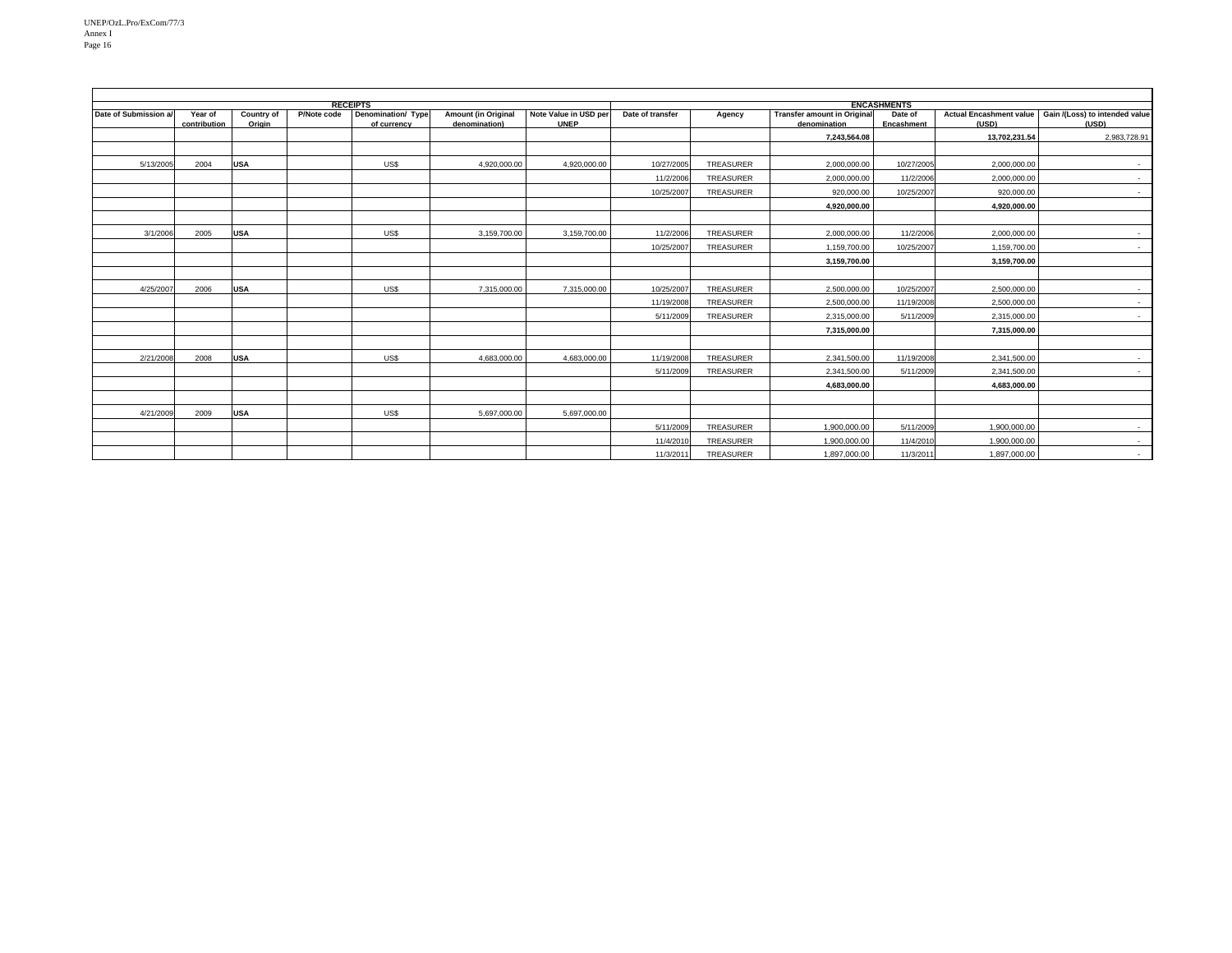| RECEIPTS | | | | | | | ENCASHMENTS | | | | | |
|---|---|---|---|---|---|---|---|---|---|---|---|---|
| Date of Submission a/ | Year of contribution | Country of Origin | P/Note code | Denomination/ Type of currency | Amount (in Original denomination) | Note Value in USD per UNEP | Date of transfer | Agency | Transfer amount in Original denomination | Date of Encashment | Actual Encashment value (USD) | Gain /(Loss) to intended value (USD) |
| | | | | | | | | | **7,243,564.08** | | **13,702,231.54** | 2,983,728.91 |
| | | | | | | | | | | | | |
| 5/13/2005 | 2004 | **USA** | | US$ | 4,920,000.00 | 4,920,000.00 | 10/27/2005 | TREASURER | 2,000,000.00 | 10/27/2005 | 2,000,000.00 | - |
| | | | | | | | 11/2/2006 | TREASURER | 2,000,000.00 | 11/2/2006 | 2,000,000.00 | - |
| | | | | | | | 10/25/2007 | TREASURER | 920,000.00 | 10/25/2007 | 920,000.00 | - |
| | | | | | | | | | **4,920,000.00** | | **4,920,000.00** | |
| | | | | | | | | | | | | |
| 3/1/2006 | 2005 | **USA** | | US$ | 3,159,700.00 | 3,159,700.00 | 11/2/2006 | TREASURER | 2,000,000.00 | 11/2/2006 | 2,000,000.00 | - |
| | | | | | | | 10/25/2007 | TREASURER | 1,159,700.00 | 10/25/2007 | 1,159,700.00 | - |
| | | | | | | | | | **3,159,700.00** | | **3,159,700.00** | |
| | | | | | | | | | | | | |
| 4/25/2007 | 2006 | **USA** | | US$ | 7,315,000.00 | 7,315,000.00 | 10/25/2007 | TREASURER | 2,500,000.00 | 10/25/2007 | 2,500,000.00 | - |
| | | | | | | | 11/19/2008 | TREASURER | 2,500,000.00 | 11/19/2008 | 2,500,000.00 | - |
| | | | | | | | 5/11/2009 | TREASURER | 2,315,000.00 | 5/11/2009 | 2,315,000.00 | - |
| | | | | | | | | | **7,315,000.00** | | **7,315,000.00** | |
| | | | | | | | | | | | | |
| 2/21/2008 | 2008 | **USA** | | US$ | 4,683,000.00 | 4,683,000.00 | 11/19/2008 | TREASURER | 2,341,500.00 | 11/19/2008 | 2,341,500.00 | - |
| | | | | | | | 5/11/2009 | TREASURER | 2,341,500.00 | 5/11/2009 | 2,341,500.00 | - |
| | | | | | | | | | **4,683,000.00** | | **4,683,000.00** | |
| | | | | | | | | | | | | |
| 4/21/2009 | 2009 | **USA** | | US$ | 5,697,000.00 | 5,697,000.00 | | | | | | |
| | | | | | | | 5/11/2009 | TREASURER | 1,900,000.00 | 5/11/2009 | 1,900,000.00 | - |
| | | | | | | | 11/4/2010 | TREASURER | 1,900,000.00 | 11/4/2010 | 1,900,000.00 | - |
| | | | | | | | 11/3/2011 | TREASURER | 1,897,000.00 | 11/3/2011 | 1,897,000.00 | - |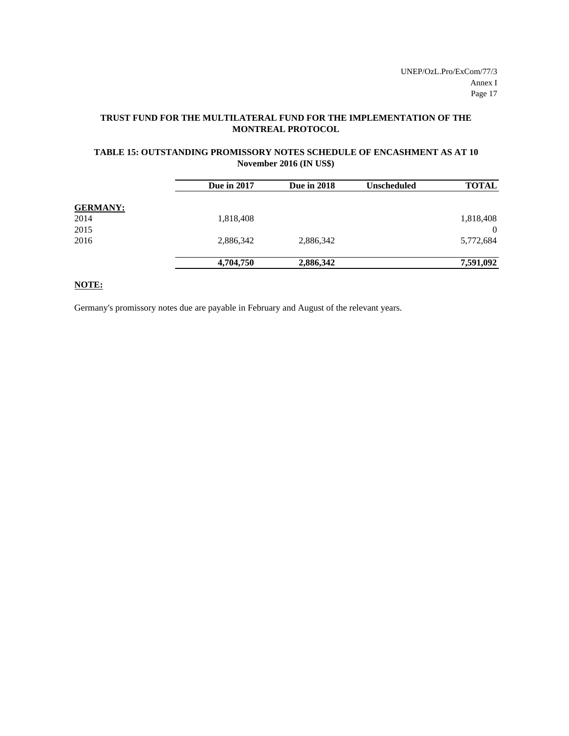**TRUST FUND FOR THE MULTILATERAL FUND FOR THE IMPLEMENTATION OF THE MONTREAL PROTOCOL**

**TABLE 15: OUTSTANDING PROMISSORY NOTES SCHEDULE OF ENCASHMENT AS AT 10 November 2016 (IN US$)**

| | Due in 2017 | Due in 2018 | Unscheduled | TOTAL |
|---|---|---|---|---|
| **GERMANY:** | | | | |
| 2014 | 1,818,408 | | | 1,818,408 |
| 2015 | | | | 0 |
| 2016 | 2,886,342 | 2,886,342 | | 5,772,684 |
| | **4,704,750** | **2,886,342** | | **7,591,092** |

**NOTE:**

Germany's promissory notes due are payable in February and August of the relevant years.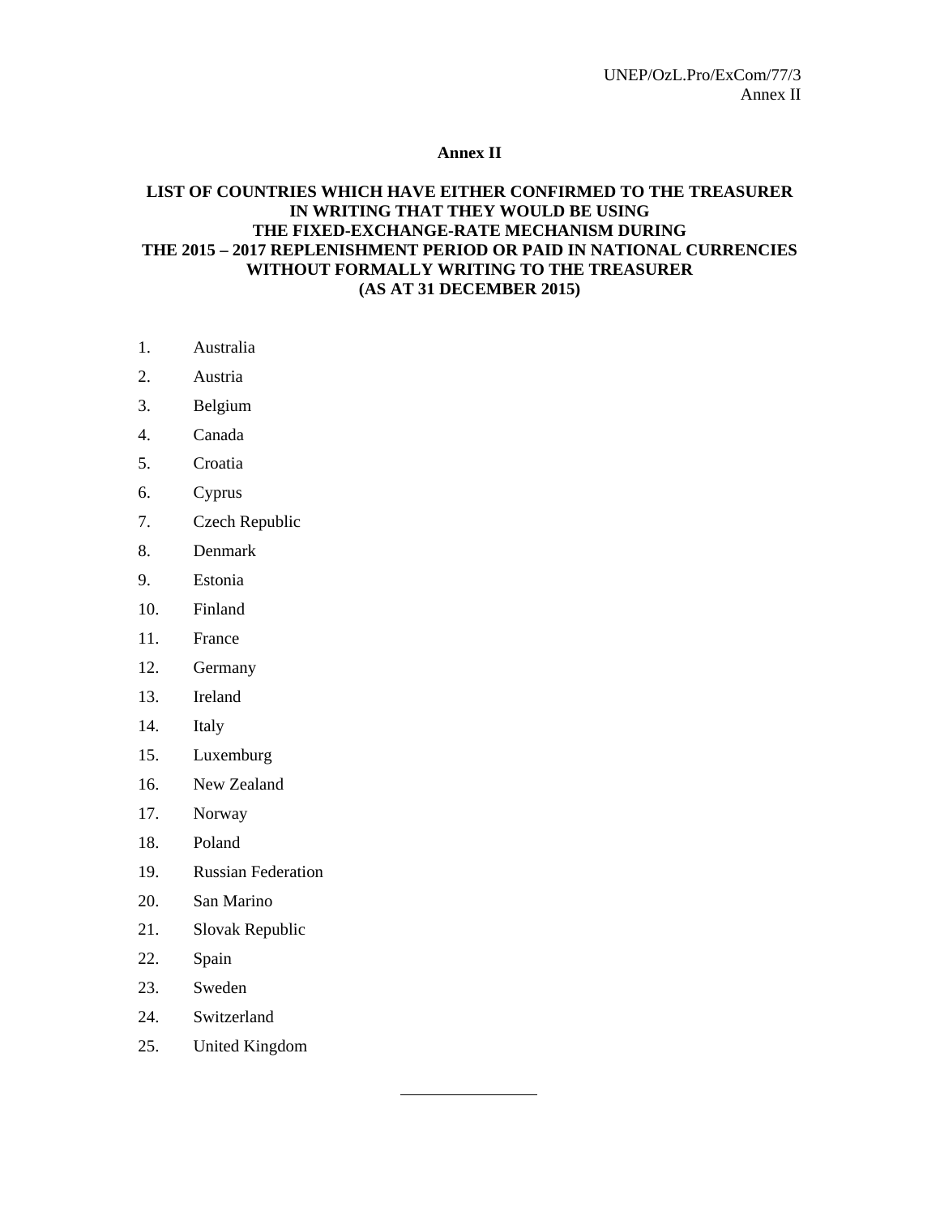# Annex II

## LIST OF COUNTRIES WHICH HAVE EITHER CONFIRMED TO THE TREASURER IN WRITING THAT THEY WOULD BE USING THE FIXED-EXCHANGE-RATE MECHANISM DURING THE 2015 – 2017 REPLENISHMENT PERIOD OR PAID IN NATIONAL CURRENCIES WITHOUT FORMALLY WRITING TO THE TREASURER (AS AT 31 DECEMBER 2015)

1. Australia
2. Austria
3. Belgium
4. Canada
5. Croatia
6. Cyprus
7. Czech Republic
8. Denmark
9. Estonia
10. Finland
11. France
12. Germany
13. Ireland
14. Italy
15. Luxemburg
16. New Zealand
17. Norway
18. Poland
19. Russian Federation
20. San Marino
21. Slovak Republic
22. Spain
23. Sweden
24. Switzerland
25. United Kingdom